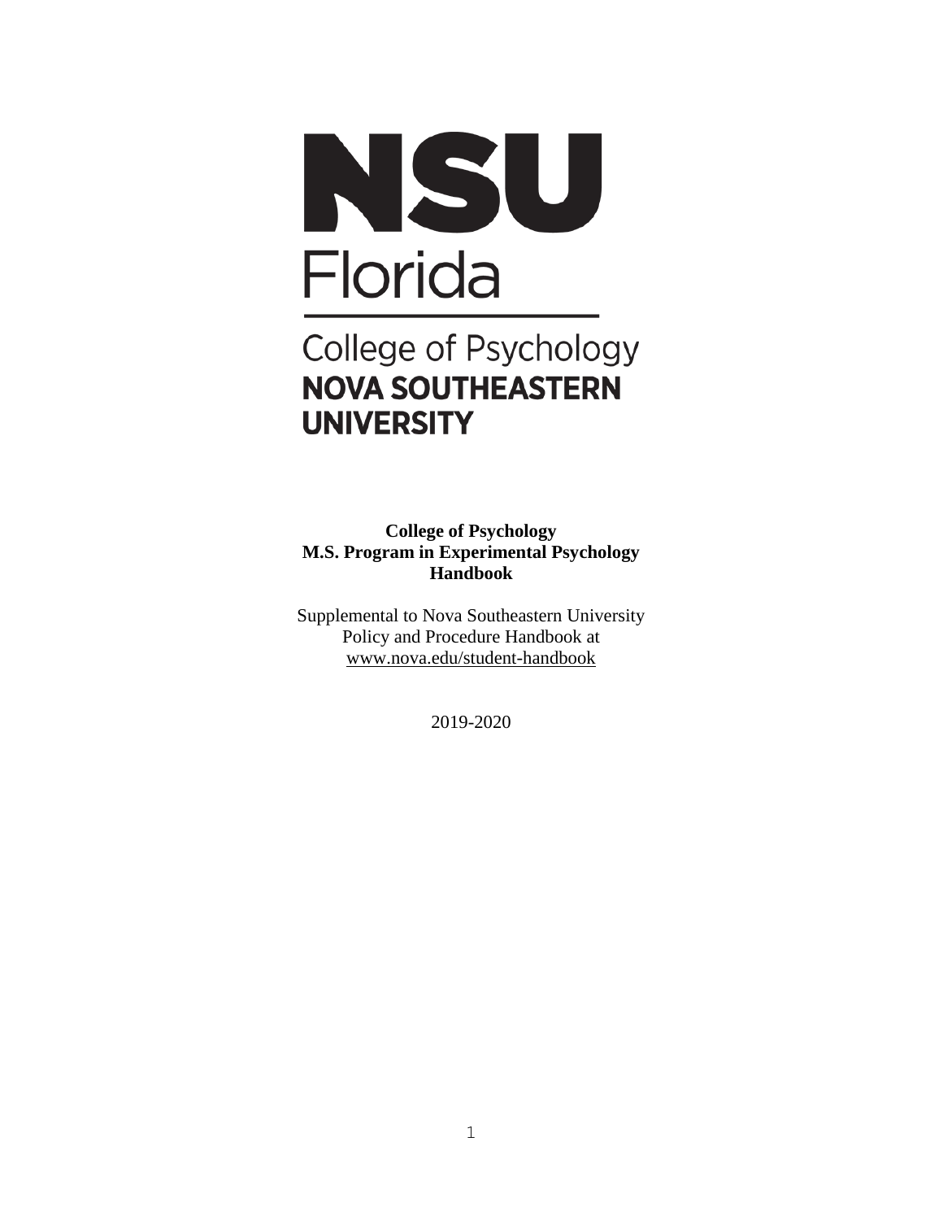NSU

Florida

College of Psychology

**NOVA SOUTHEASTERN UNIVERSITY**

**College of Psychology**
**M.S. Program in Experimental Psychology**
**Handbook**

Supplemental to Nova Southeastern University Policy and Procedure Handbook at www.nova.edu/student-handbook

2019-2020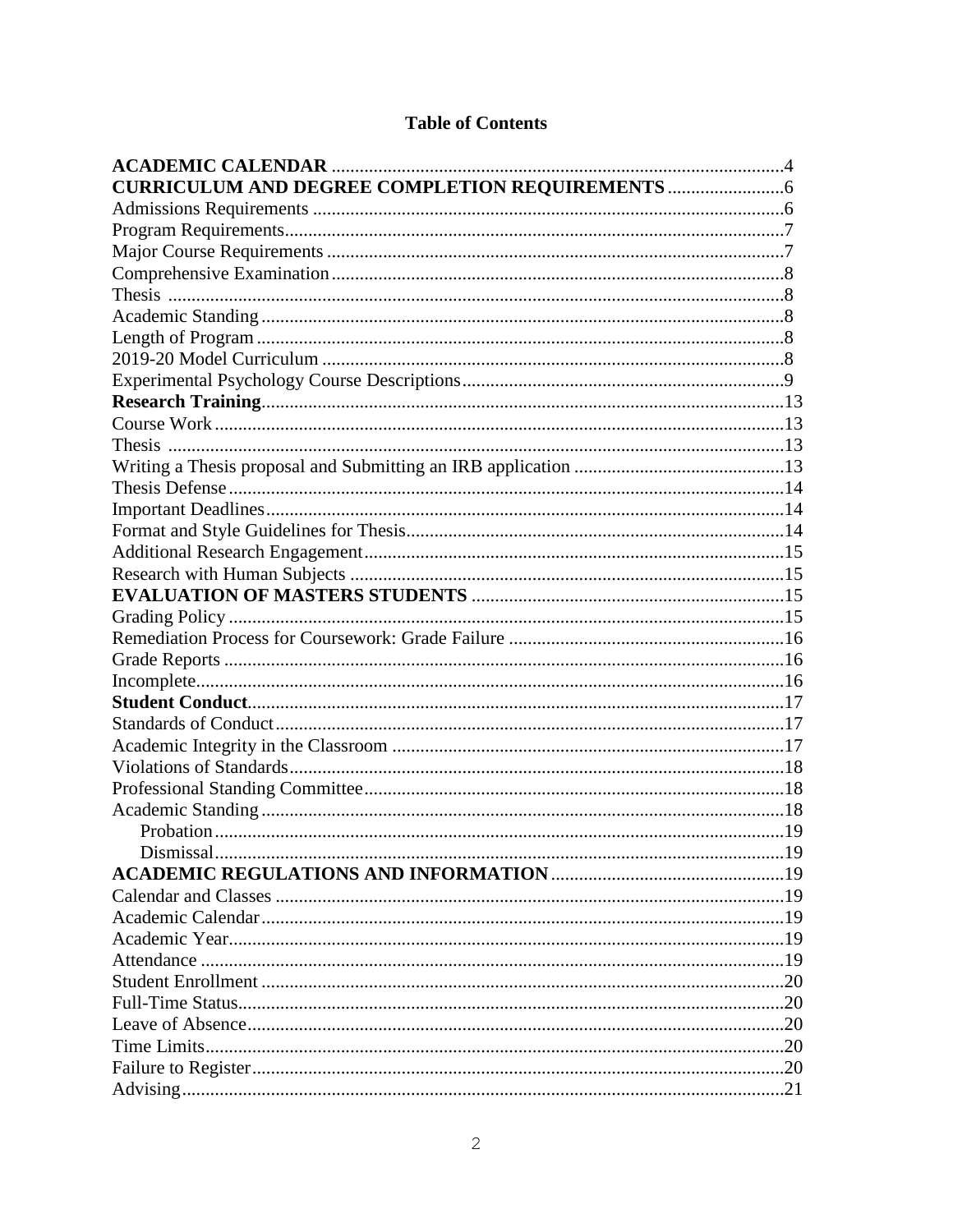# Table of Contents

**ACADEMIC CALENDAR** ....................................................................................4
**CURRICULUM AND DEGREE COMPLETION REQUIREMENTS** .........................6
Admissions Requirements ....................................................................................6
Program Requirements..........................................................................................7
Major Course Requirements .................................................................................7
Comprehensive Examination................................................................................8
Thesis ....................................................................................................................8
Academic Standing ...............................................................................................8
Length of Program ................................................................................................8
2019-20 Model Curriculum ..................................................................................8
Experimental Psychology Course Descriptions....................................................9
**Research Training**..............................................................................................13
Course Work .........................................................................................................13
Thesis ....................................................................................................................13
Writing a Thesis proposal and Submitting an IRB application .............................13
Thesis Defense ......................................................................................................14
Important Deadlines..............................................................................................14
Format and Style Guidelines for Thesis................................................................14
Additional Research Engagement.........................................................................15
Research with Human Subjects ............................................................................15
**EVALUATION OF MASTERS STUDENTS** ..................................................15
Grading Policy ......................................................................................................15
Remediation Process for Coursework: Grade Failure ...........................................16
Grade Reports .......................................................................................................16
Incomplete.............................................................................................................16
**Student Conduct**.................................................................................................17
Standards of Conduct............................................................................................17
Academic Integrity in the Classroom ...................................................................17
Violations of Standards.........................................................................................18
Professional Standing Committee.........................................................................18
Academic Standing ...............................................................................................18
    Probation ........................................................................................................19
    Dismissal........................................................................................................19
**ACADEMIC REGULATIONS AND INFORMATION** .................................19
Calendar and Classes ............................................................................................19
Academic Calendar...............................................................................................19
Academic Year......................................................................................................19
Attendance ............................................................................................................19
Student Enrollment ...............................................................................................20
Full-Time Status....................................................................................................20
Leave of Absence..................................................................................................20
Time Limits...........................................................................................................20
Failure to Register.................................................................................................20
Advising................................................................................................................21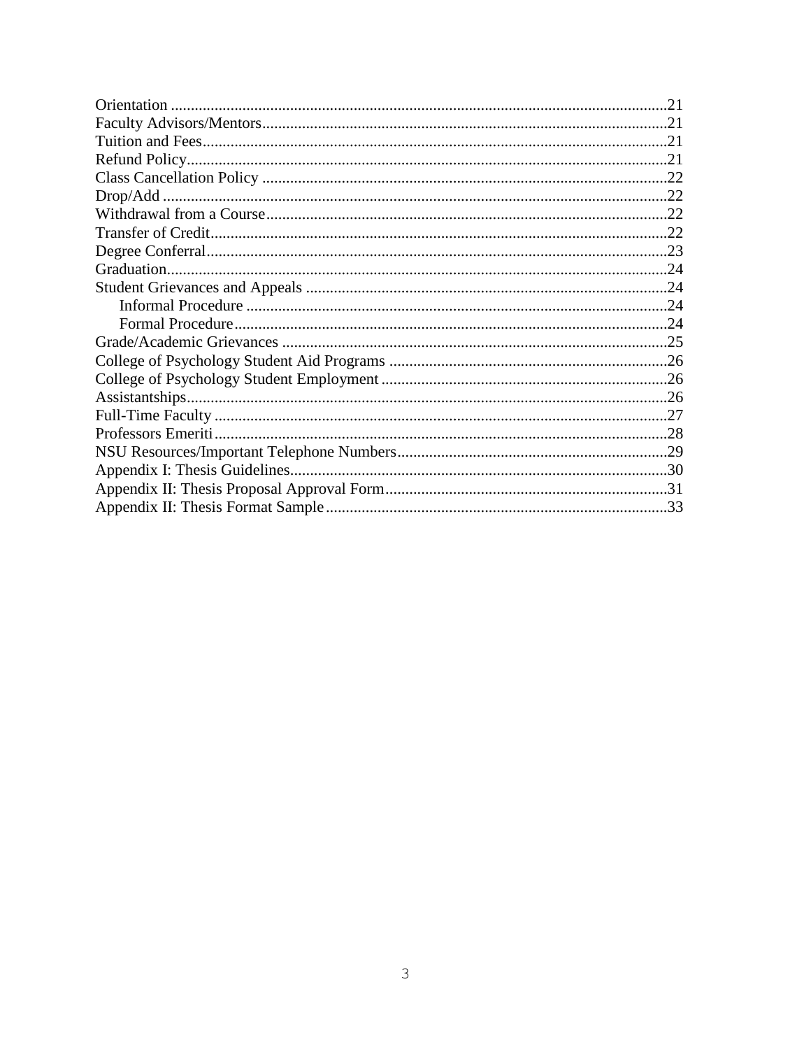Orientation ....................................................................................................................21
Faculty Advisors/Mentors.....................................................................................................21
Tuition and Fees....................................................................................................................21
Refund Policy........................................................................................................................21
Class Cancellation Policy .....................................................................................................22
Drop/Add ..............................................................................................................................22
Withdrawal from a Course....................................................................................................22
Transfer of Credit..................................................................................................................22
Degree Conferral...................................................................................................................23
Graduation.............................................................................................................................24
Student Grievances and Appeals ..........................................................................................24
    Informal Procedure .........................................................................................................24
    Formal Procedure............................................................................................................24
Grade/Academic Grievances ................................................................................................25
College of Psychology Student Aid Programs .....................................................................26
College of Psychology Student Employment .......................................................................26
Assistantships........................................................................................................................26
Full-Time Faculty .................................................................................................................27
Professors Emeriti.................................................................................................................28
NSU Resources/Important Telephone Numbers...................................................................29
Appendix I: Thesis Guidelines..............................................................................................30
Appendix II: Thesis Proposal Approval Form......................................................................31
Appendix II: Thesis Format Sample.....................................................................................33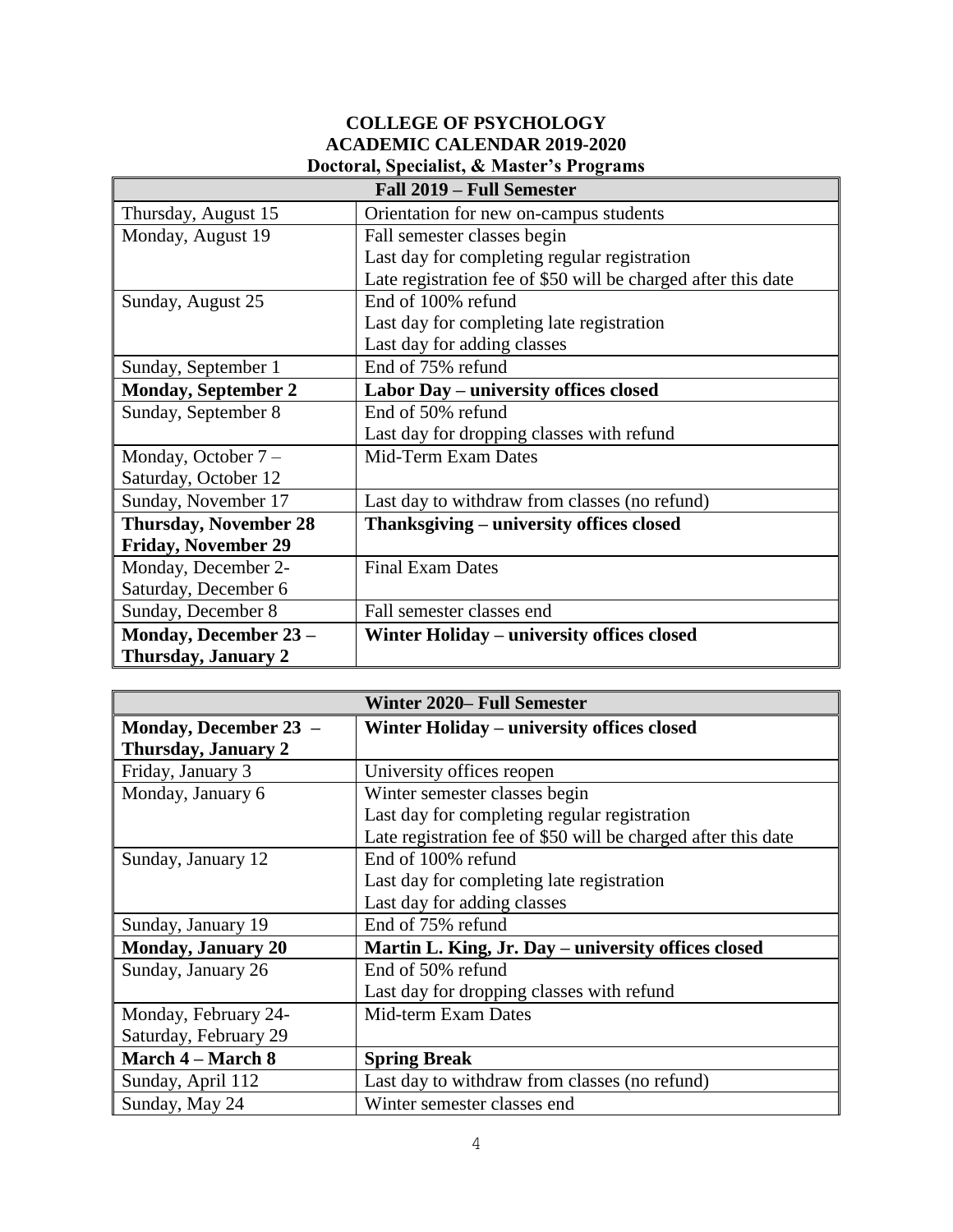# COLLEGE OF PSYCHOLOGY
## ACADEMIC CALENDAR 2019-2020
### Doctoral, Specialist, & Master's Programs

| Fall 2019 – Full Semester | |
|---|---|
| Thursday, August 15 | Orientation for new on-campus students |
| Monday, August 19 | Fall semester classes begin<br>Last day for completing regular registration<br>Late registration fee of $50 will be charged after this date |
| Sunday, August 25 | End of 100% refund<br>Last day for completing late registration<br>Last day for adding classes |
| Sunday, September 1 | End of 75% refund |
| **Monday, September 2** | **Labor Day – university offices closed** |
| Sunday, September 8 | End of 50% refund<br>Last day for dropping classes with refund |
| Monday, October 7 – Saturday, October 12 | Mid-Term Exam Dates |
| Sunday, November 17 | Last day to withdraw from classes (no refund) |
| **Thursday, November 28**<br>**Friday, November 29** | **Thanksgiving – university offices closed** |
| Monday, December 2- Saturday, December 6 | Final Exam Dates |
| Sunday, December 8 | Fall semester classes end |
| **Monday, December 23 – Thursday, January 2** | **Winter Holiday – university offices closed** |

| Winter 2020– Full Semester | |
|---|---|
| **Monday, December 23 – Thursday, January 2** | **Winter Holiday – university offices closed** |
| Friday, January 3 | University offices reopen |
| Monday, January 6 | Winter semester classes begin<br>Last day for completing regular registration<br>Late registration fee of $50 will be charged after this date |
| Sunday, January 12 | End of 100% refund<br>Last day for completing late registration<br>Last day for adding classes |
| Sunday, January 19 | End of 75% refund |
| **Monday, January 20** | **Martin L. King, Jr. Day – university offices closed** |
| Sunday, January 26 | End of 50% refund<br>Last day for dropping classes with refund |
| Monday, February 24- Saturday, February 29 | Mid-term Exam Dates |
| **March 4 – March 8** | **Spring Break** |
| Sunday, April 112 | Last day to withdraw from classes (no refund) |
| Sunday, May 24 | Winter semester classes end |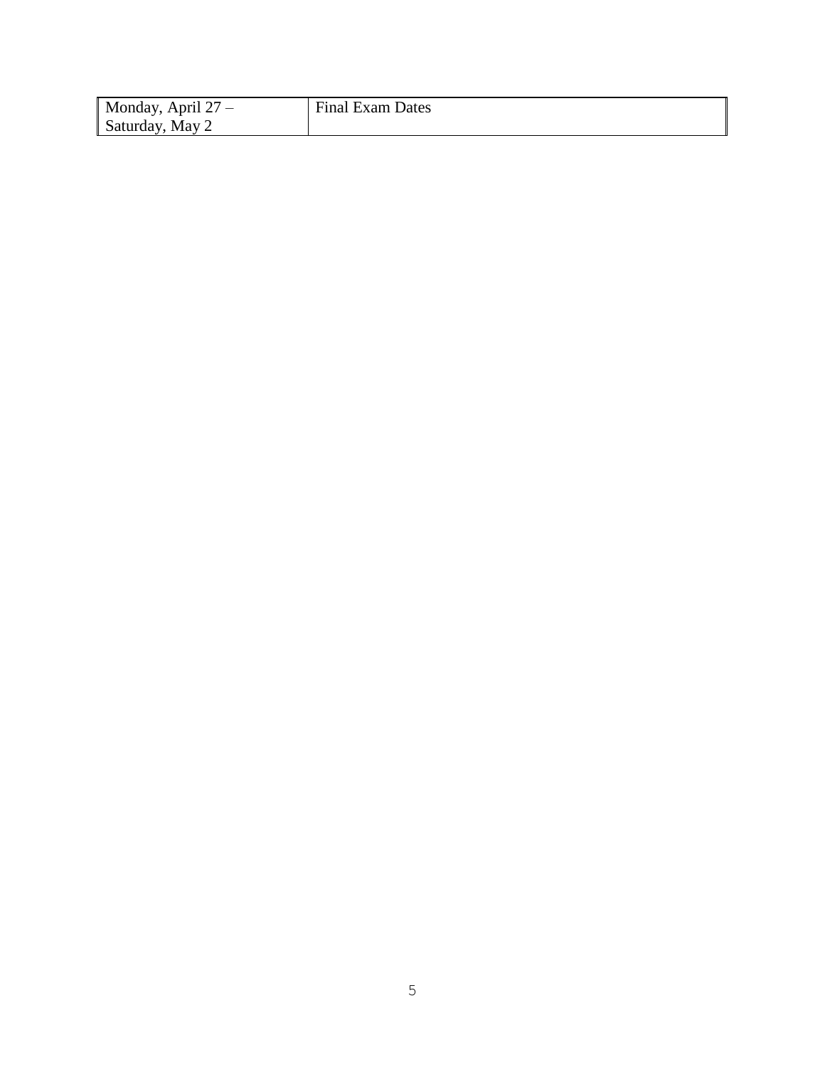| Monday, April 27 – Saturday, May 2 | Final Exam Dates |
| --- | --- |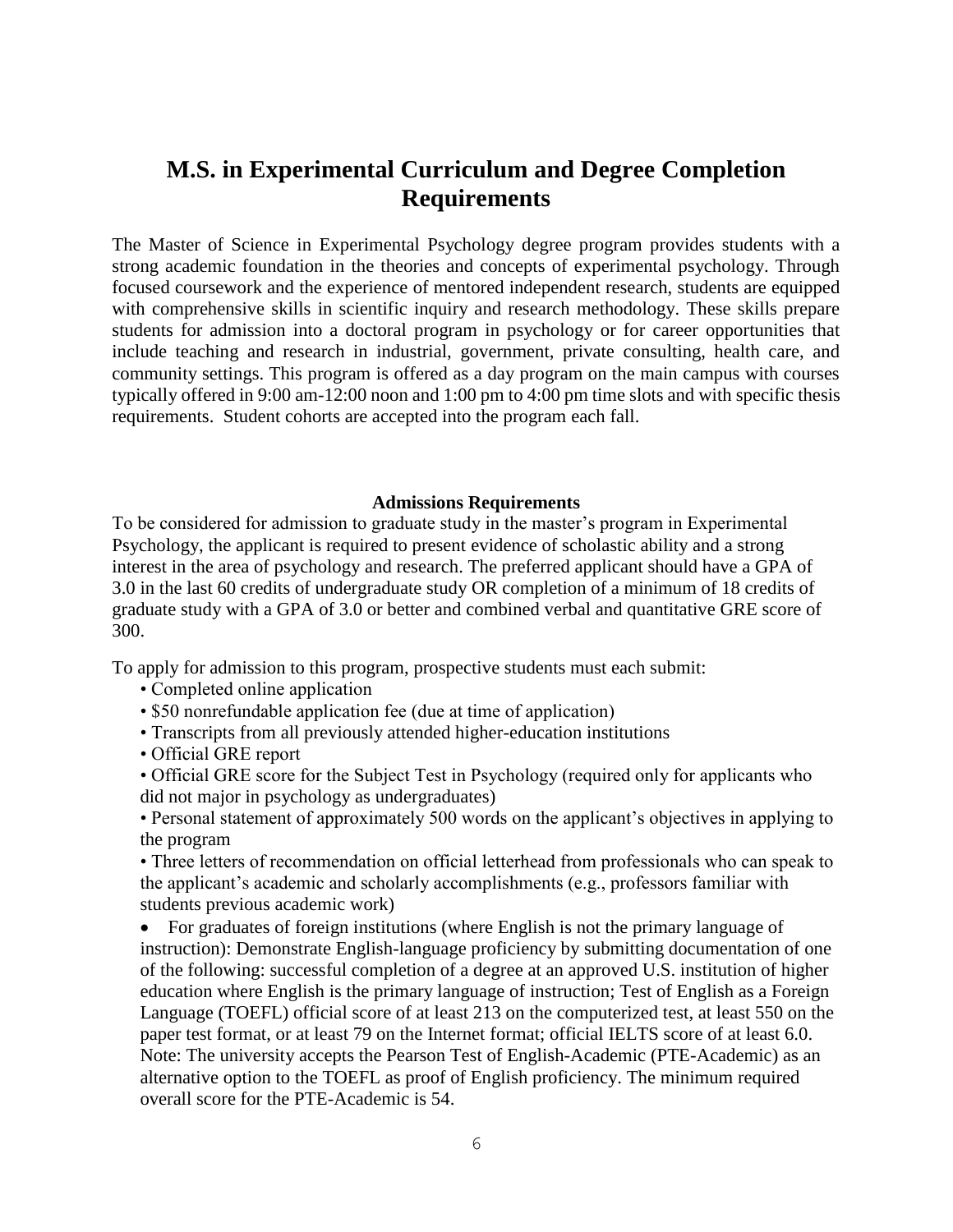# M.S. in Experimental Curriculum and Degree Completion Requirements

The Master of Science in Experimental Psychology degree program provides students with a strong academic foundation in the theories and concepts of experimental psychology. Through focused coursework and the experience of mentored independent research, students are equipped with comprehensive skills in scientific inquiry and research methodology. These skills prepare students for admission into a doctoral program in psychology or for career opportunities that include teaching and research in industrial, government, private consulting, health care, and community settings. This program is offered as a day program on the main campus with courses typically offered in 9:00 am-12:00 noon and 1:00 pm to 4:00 pm time slots and with specific thesis requirements. Student cohorts are accepted into the program each fall.

### Admissions Requirements

To be considered for admission to graduate study in the master's program in Experimental Psychology, the applicant is required to present evidence of scholastic ability and a strong interest in the area of psychology and research. The preferred applicant should have a GPA of 3.0 in the last 60 credits of undergraduate study OR completion of a minimum of 18 credits of graduate study with a GPA of 3.0 or better and combined verbal and quantitative GRE score of 300.

To apply for admission to this program, prospective students must each submit:

- Completed online application
- $50 nonrefundable application fee (due at time of application)
- Transcripts from all previously attended higher-education institutions
- Official GRE report
- Official GRE score for the Subject Test in Psychology (required only for applicants who did not major in psychology as undergraduates)
- Personal statement of approximately 500 words on the applicant's objectives in applying to the program
- Three letters of recommendation on official letterhead from professionals who can speak to the applicant's academic and scholarly accomplishments (e.g., professors familiar with students previous academic work)
- For graduates of foreign institutions (where English is not the primary language of instruction): Demonstrate English-language proficiency by submitting documentation of one of the following: successful completion of a degree at an approved U.S. institution of higher education where English is the primary language of instruction; Test of English as a Foreign Language (TOEFL) official score of at least 213 on the computerized test, at least 550 on the paper test format, or at least 79 on the Internet format; official IELTS score of at least 6.0. Note: The university accepts the Pearson Test of English-Academic (PTE-Academic) as an alternative option to the TOEFL as proof of English proficiency. The minimum required overall score for the PTE-Academic is 54.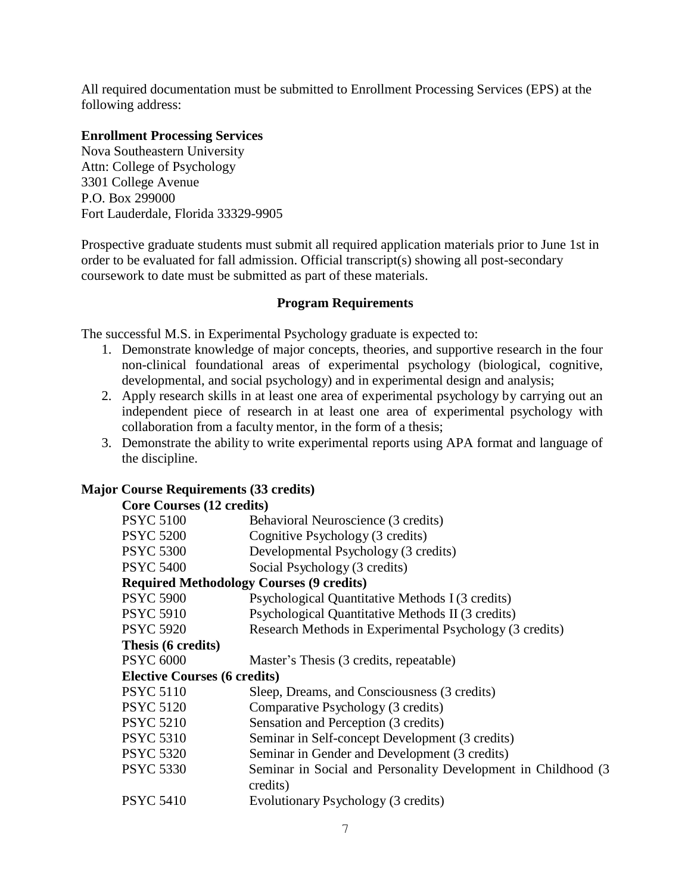All required documentation must be submitted to Enrollment Processing Services (EPS) at the following address:

**Enrollment Processing Services**
Nova Southeastern University
Attn: College of Psychology
3301 College Avenue
P.O. Box 299000
Fort Lauderdale, Florida 33329-9905

Prospective graduate students must submit all required application materials prior to June 1st in order to be evaluated for fall admission. Official transcript(s) showing all post-secondary coursework to date must be submitted as part of these materials.

## Program Requirements

The successful M.S. in Experimental Psychology graduate is expected to:

1. Demonstrate knowledge of major concepts, theories, and supportive research in the four non-clinical foundational areas of experimental psychology (biological, cognitive, developmental, and social psychology) and in experimental design and analysis;
2. Apply research skills in at least one area of experimental psychology by carrying out an independent piece of research in at least one area of experimental psychology with collaboration from a faculty mentor, in the form of a thesis;
3. Demonstrate the ability to write experimental reports using APA format and language of the discipline.

### Major Course Requirements (33 credits)

**Core Courses (12 credits)**

| | |
|---|---|
| PSYC 5100 | Behavioral Neuroscience (3 credits) |
| PSYC 5200 | Cognitive Psychology (3 credits) |
| PSYC 5300 | Developmental Psychology (3 credits) |
| PSYC 5400 | Social Psychology (3 credits) |

**Required Methodology Courses (9 credits)**

| | |
|---|---|
| PSYC 5900 | Psychological Quantitative Methods I (3 credits) |
| PSYC 5910 | Psychological Quantitative Methods II (3 credits) |
| PSYC 5920 | Research Methods in Experimental Psychology (3 credits) |

**Thesis (6 credits)**

| | |
|---|---|
| PSYC 6000 | Master's Thesis (3 credits, repeatable) |

**Elective Courses (6 credits)**

| | |
|---|---|
| PSYC 5110 | Sleep, Dreams, and Consciousness (3 credits) |
| PSYC 5120 | Comparative Psychology (3 credits) |
| PSYC 5210 | Sensation and Perception (3 credits) |
| PSYC 5310 | Seminar in Self-concept Development (3 credits) |
| PSYC 5320 | Seminar in Gender and Development (3 credits) |
| PSYC 5330 | Seminar in Social and Personality Development in Childhood (3 credits) |
| PSYC 5410 | Evolutionary Psychology (3 credits) |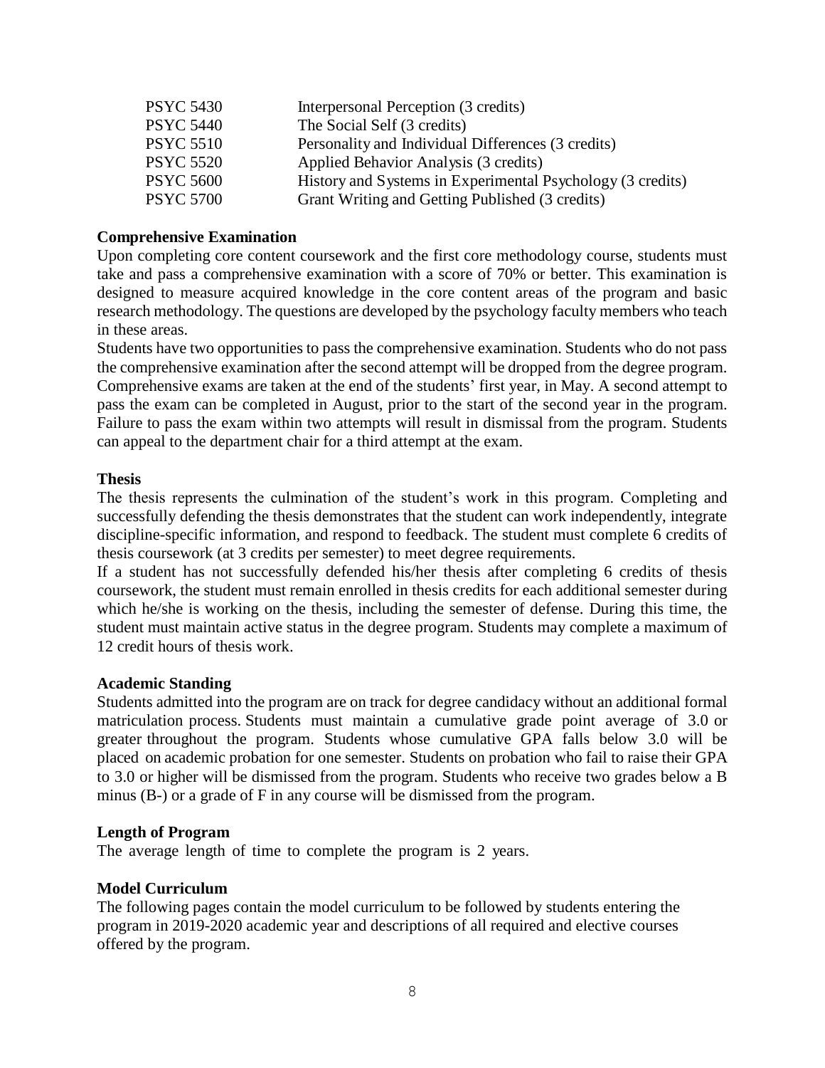| | |
|---|---|
| PSYC 5430 | Interpersonal Perception (3 credits) |
| PSYC 5440 | The Social Self (3 credits) |
| PSYC 5510 | Personality and Individual Differences (3 credits) |
| PSYC 5520 | Applied Behavior Analysis (3 credits) |
| PSYC 5600 | History and Systems in Experimental Psychology (3 credits) |
| PSYC 5700 | Grant Writing and Getting Published (3 credits) |

**Comprehensive Examination**

Upon completing core content coursework and the first core methodology course, students must take and pass a comprehensive examination with a score of 70% or better. This examination is designed to measure acquired knowledge in the core content areas of the program and basic research methodology. The questions are developed by the psychology faculty members who teach in these areas.

Students have two opportunities to pass the comprehensive examination. Students who do not pass the comprehensive examination after the second attempt will be dropped from the degree program. Comprehensive exams are taken at the end of the students' first year, in May. A second attempt to pass the exam can be completed in August, prior to the start of the second year in the program. Failure to pass the exam within two attempts will result in dismissal from the program. Students can appeal to the department chair for a third attempt at the exam.

**Thesis**

The thesis represents the culmination of the student's work in this program. Completing and successfully defending the thesis demonstrates that the student can work independently, integrate discipline-specific information, and respond to feedback. The student must complete 6 credits of thesis coursework (at 3 credits per semester) to meet degree requirements.

If a student has not successfully defended his/her thesis after completing 6 credits of thesis coursework, the student must remain enrolled in thesis credits for each additional semester during which he/she is working on the thesis, including the semester of defense. During this time, the student must maintain active status in the degree program. Students may complete a maximum of 12 credit hours of thesis work.

**Academic Standing**

Students admitted into the program are on track for degree candidacy without an additional formal matriculation process. Students must maintain a cumulative grade point average of 3.0 or greater throughout the program. Students whose cumulative GPA falls below 3.0 will be placed on academic probation for one semester. Students on probation who fail to raise their GPA to 3.0 or higher will be dismissed from the program. Students who receive two grades below a B minus (B-) or a grade of F in any course will be dismissed from the program.

**Length of Program**

The average length of time to complete the program is 2 years.

**Model Curriculum**

The following pages contain the model curriculum to be followed by students entering the program in 2019-2020 academic year and descriptions of all required and elective courses offered by the program.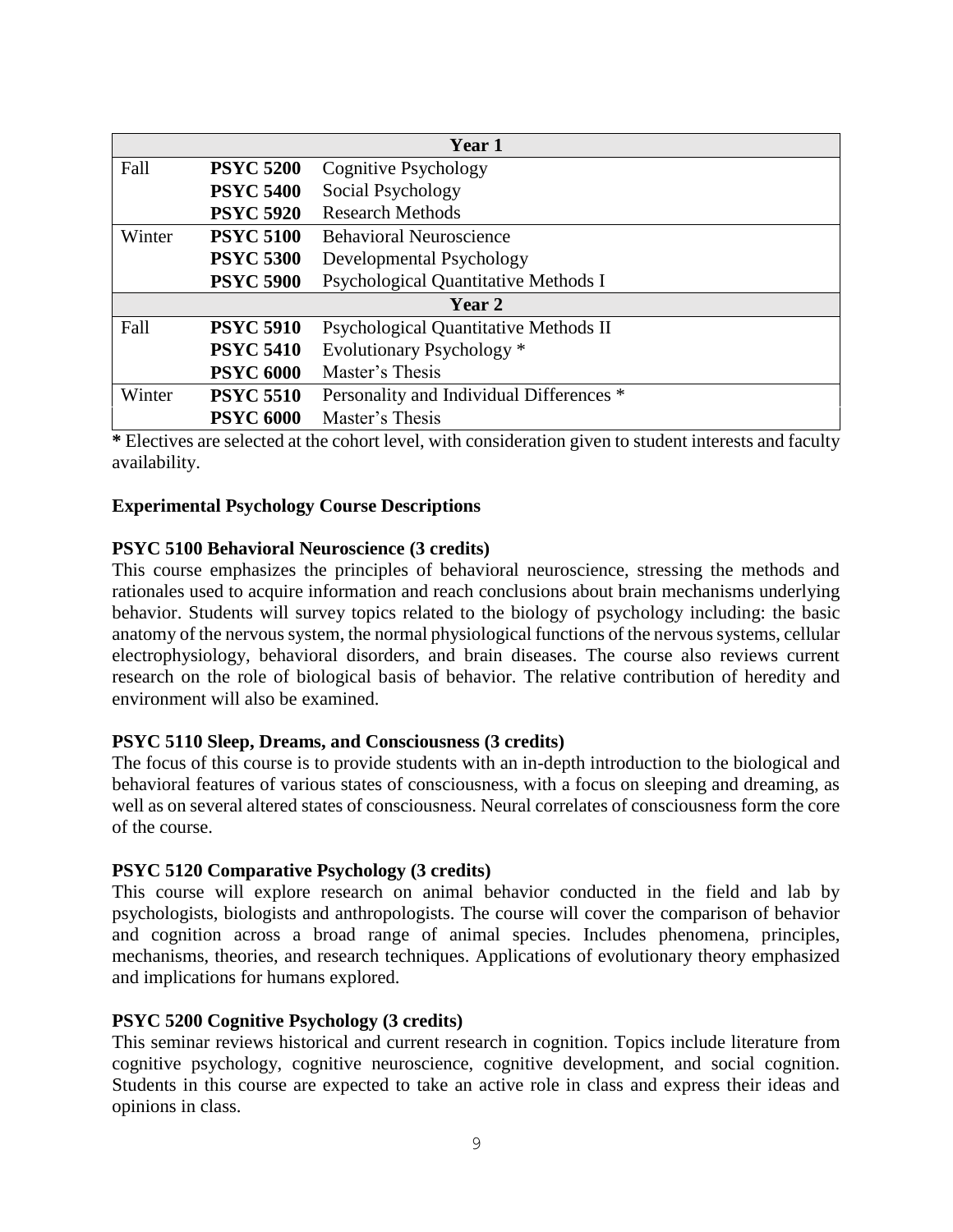| | | Year 1 |
|---|---|---|
| Fall | **PSYC 5200** | Cognitive Psychology |
| | **PSYC 5400** | Social Psychology |
| | **PSYC 5920** | Research Methods |
| Winter | **PSYC 5100** | Behavioral Neuroscience |
| | **PSYC 5300** | Developmental Psychology |
| | **PSYC 5900** | Psychological Quantitative Methods I |
| | | **Year 2** |
| Fall | **PSYC 5910** | Psychological Quantitative Methods II |
| | **PSYC 5410** | Evolutionary Psychology * |
| | **PSYC 6000** | Master's Thesis |
| Winter | **PSYC 5510** | Personality and Individual Differences * |
| | **PSYC 6000** | Master's Thesis |

**\*** Electives are selected at the cohort level, with consideration given to student interests and faculty availability.

**Experimental Psychology Course Descriptions**

**PSYC 5100 Behavioral Neuroscience (3 credits)**
This course emphasizes the principles of behavioral neuroscience, stressing the methods and rationales used to acquire information and reach conclusions about brain mechanisms underlying behavior. Students will survey topics related to the biology of psychology including: the basic anatomy of the nervous system, the normal physiological functions of the nervous systems, cellular electrophysiology, behavioral disorders, and brain diseases. The course also reviews current research on the role of biological basis of behavior. The relative contribution of heredity and environment will also be examined.

**PSYC 5110 Sleep, Dreams, and Consciousness (3 credits)**
The focus of this course is to provide students with an in-depth introduction to the biological and behavioral features of various states of consciousness, with a focus on sleeping and dreaming, as well as on several altered states of consciousness. Neural correlates of consciousness form the core of the course.

**PSYC 5120 Comparative Psychology (3 credits)**
This course will explore research on animal behavior conducted in the field and lab by psychologists, biologists and anthropologists. The course will cover the comparison of behavior and cognition across a broad range of animal species. Includes phenomena, principles, mechanisms, theories, and research techniques. Applications of evolutionary theory emphasized and implications for humans explored.

**PSYC 5200 Cognitive Psychology (3 credits)**
This seminar reviews historical and current research in cognition. Topics include literature from cognitive psychology, cognitive neuroscience, cognitive development, and social cognition. Students in this course are expected to take an active role in class and express their ideas and opinions in class.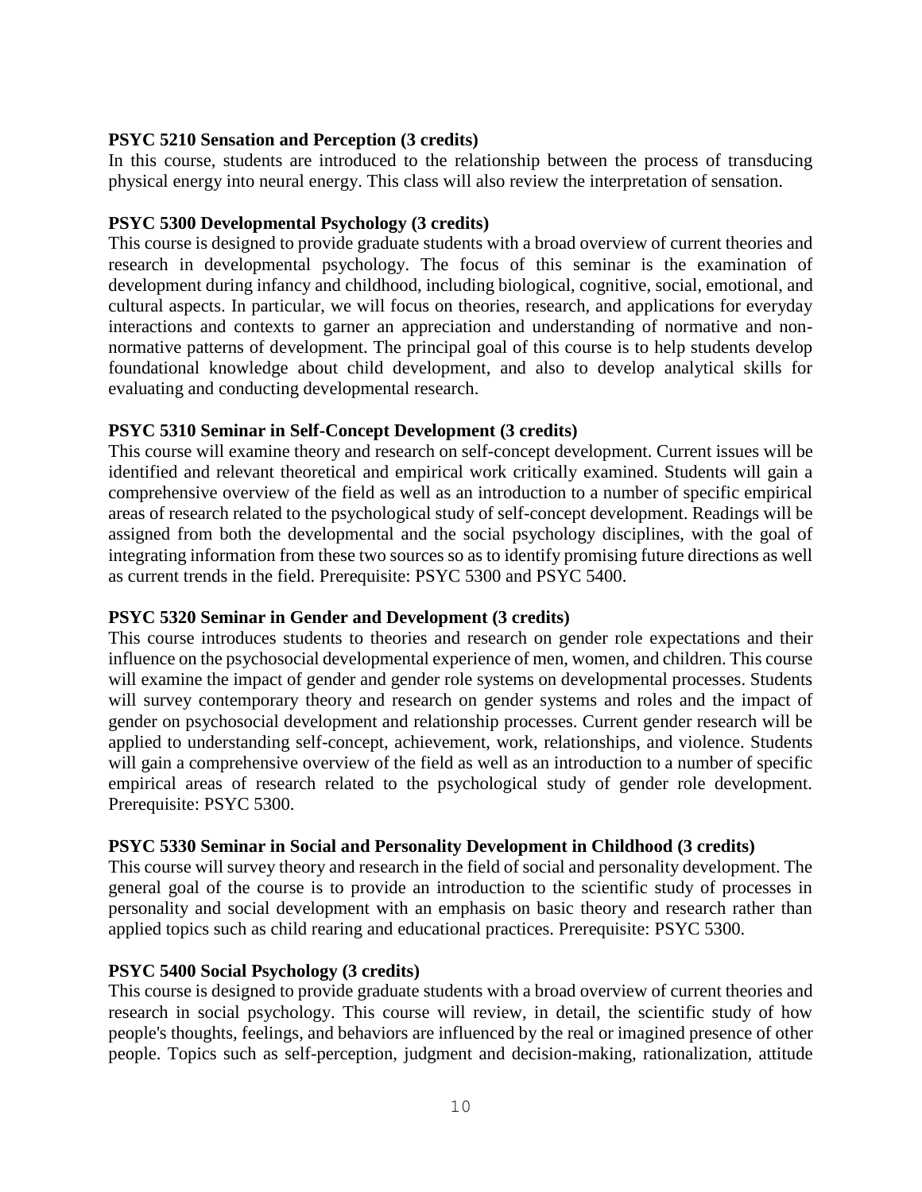**PSYC 5210 Sensation and Perception (3 credits)**
In this course, students are introduced to the relationship between the process of transducing physical energy into neural energy. This class will also review the interpretation of sensation.

**PSYC 5300 Developmental Psychology (3 credits)**
This course is designed to provide graduate students with a broad overview of current theories and research in developmental psychology. The focus of this seminar is the examination of development during infancy and childhood, including biological, cognitive, social, emotional, and cultural aspects. In particular, we will focus on theories, research, and applications for everyday interactions and contexts to garner an appreciation and understanding of normative and non-normative patterns of development. The principal goal of this course is to help students develop foundational knowledge about child development, and also to develop analytical skills for evaluating and conducting developmental research.

**PSYC 5310 Seminar in Self-Concept Development (3 credits)**
This course will examine theory and research on self-concept development. Current issues will be identified and relevant theoretical and empirical work critically examined. Students will gain a comprehensive overview of the field as well as an introduction to a number of specific empirical areas of research related to the psychological study of self-concept development. Readings will be assigned from both the developmental and the social psychology disciplines, with the goal of integrating information from these two sources so as to identify promising future directions as well as current trends in the field. Prerequisite: PSYC 5300 and PSYC 5400.

**PSYC 5320 Seminar in Gender and Development (3 credits)**
This course introduces students to theories and research on gender role expectations and their influence on the psychosocial developmental experience of men, women, and children. This course will examine the impact of gender and gender role systems on developmental processes. Students will survey contemporary theory and research on gender systems and roles and the impact of gender on psychosocial development and relationship processes. Current gender research will be applied to understanding self-concept, achievement, work, relationships, and violence. Students will gain a comprehensive overview of the field as well as an introduction to a number of specific empirical areas of research related to the psychological study of gender role development. Prerequisite: PSYC 5300.

**PSYC 5330 Seminar in Social and Personality Development in Childhood (3 credits)**
This course will survey theory and research in the field of social and personality development. The general goal of the course is to provide an introduction to the scientific study of processes in personality and social development with an emphasis on basic theory and research rather than applied topics such as child rearing and educational practices. Prerequisite: PSYC 5300.

**PSYC 5400 Social Psychology (3 credits)**
This course is designed to provide graduate students with a broad overview of current theories and research in social psychology. This course will review, in detail, the scientific study of how people's thoughts, feelings, and behaviors are influenced by the real or imagined presence of other people. Topics such as self-perception, judgment and decision-making, rationalization, attitude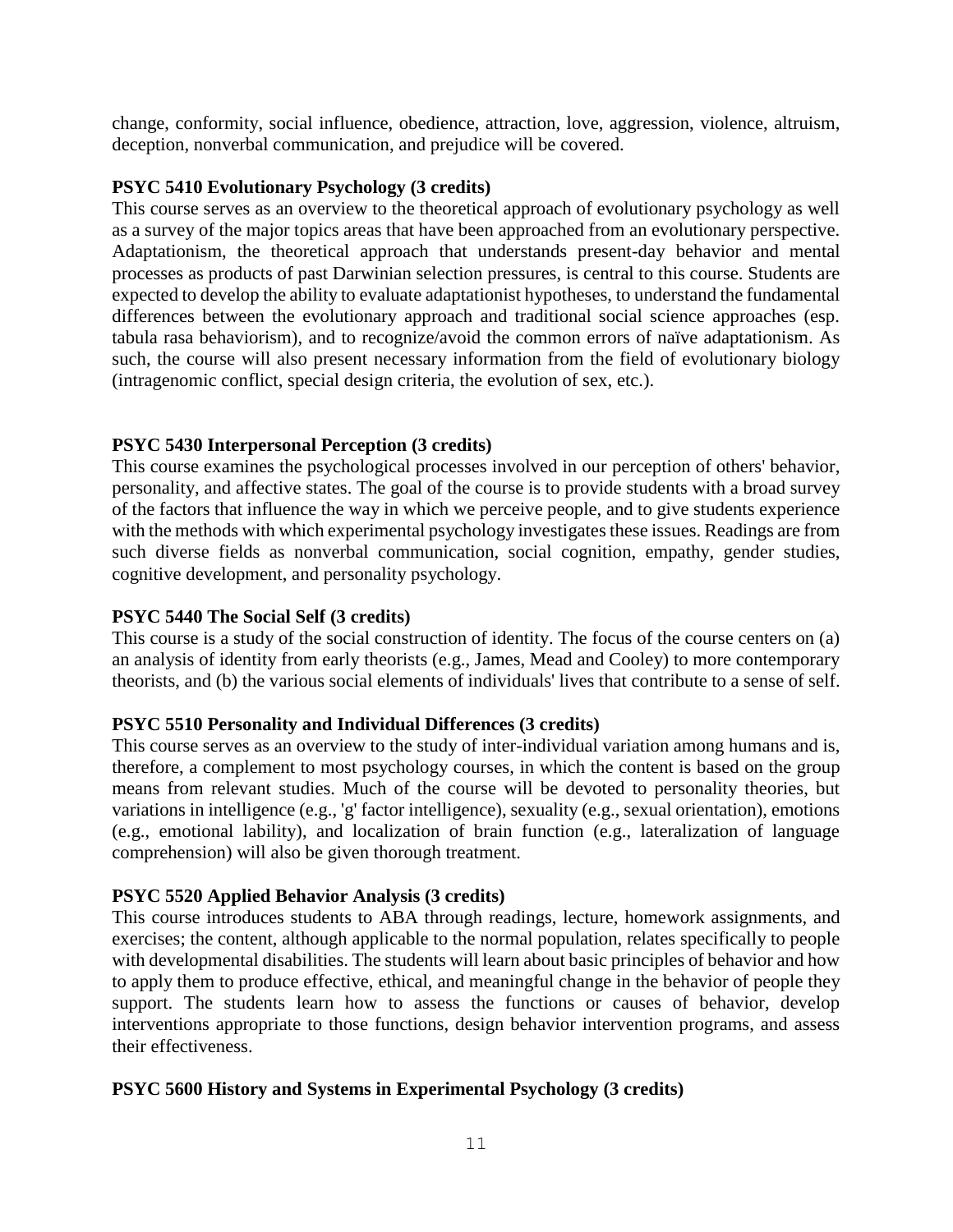change, conformity, social influence, obedience, attraction, love, aggression, violence, altruism, deception, nonverbal communication, and prejudice will be covered.

**PSYC 5410 Evolutionary Psychology (3 credits)**
This course serves as an overview to the theoretical approach of evolutionary psychology as well as a survey of the major topics areas that have been approached from an evolutionary perspective. Adaptationism, the theoretical approach that understands present-day behavior and mental processes as products of past Darwinian selection pressures, is central to this course. Students are expected to develop the ability to evaluate adaptationist hypotheses, to understand the fundamental differences between the evolutionary approach and traditional social science approaches (esp. tabula rasa behaviorism), and to recognize/avoid the common errors of naïve adaptationism. As such, the course will also present necessary information from the field of evolutionary biology (intragenomic conflict, special design criteria, the evolution of sex, etc.).

**PSYC 5430 Interpersonal Perception (3 credits)**
This course examines the psychological processes involved in our perception of others' behavior, personality, and affective states. The goal of the course is to provide students with a broad survey of the factors that influence the way in which we perceive people, and to give students experience with the methods with which experimental psychology investigates these issues. Readings are from such diverse fields as nonverbal communication, social cognition, empathy, gender studies, cognitive development, and personality psychology.

**PSYC 5440 The Social Self (3 credits)**
This course is a study of the social construction of identity. The focus of the course centers on (a) an analysis of identity from early theorists (e.g., James, Mead and Cooley) to more contemporary theorists, and (b) the various social elements of individuals' lives that contribute to a sense of self.

**PSYC 5510 Personality and Individual Differences (3 credits)**
This course serves as an overview to the study of inter-individual variation among humans and is, therefore, a complement to most psychology courses, in which the content is based on the group means from relevant studies. Much of the course will be devoted to personality theories, but variations in intelligence (e.g., 'g' factor intelligence), sexuality (e.g., sexual orientation), emotions (e.g., emotional lability), and localization of brain function (e.g., lateralization of language comprehension) will also be given thorough treatment.

**PSYC 5520 Applied Behavior Analysis (3 credits)**
This course introduces students to ABA through readings, lecture, homework assignments, and exercises; the content, although applicable to the normal population, relates specifically to people with developmental disabilities. The students will learn about basic principles of behavior and how to apply them to produce effective, ethical, and meaningful change in the behavior of people they support. The students learn how to assess the functions or causes of behavior, develop interventions appropriate to those functions, design behavior intervention programs, and assess their effectiveness.

**PSYC 5600 History and Systems in Experimental Psychology (3 credits)**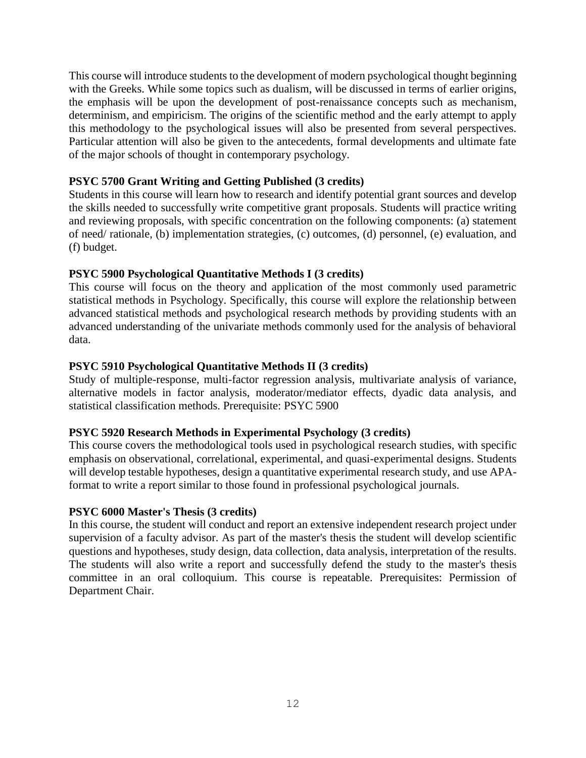This course will introduce students to the development of modern psychological thought beginning with the Greeks. While some topics such as dualism, will be discussed in terms of earlier origins, the emphasis will be upon the development of post-renaissance concepts such as mechanism, determinism, and empiricism. The origins of the scientific method and the early attempt to apply this methodology to the psychological issues will also be presented from several perspectives. Particular attention will also be given to the antecedents, formal developments and ultimate fate of the major schools of thought in contemporary psychology.

**PSYC 5700 Grant Writing and Getting Published (3 credits)**
Students in this course will learn how to research and identify potential grant sources and develop the skills needed to successfully write competitive grant proposals. Students will practice writing and reviewing proposals, with specific concentration on the following components: (a) statement of need/ rationale, (b) implementation strategies, (c) outcomes, (d) personnel, (e) evaluation, and (f) budget.

**PSYC 5900 Psychological Quantitative Methods I (3 credits)**
This course will focus on the theory and application of the most commonly used parametric statistical methods in Psychology. Specifically, this course will explore the relationship between advanced statistical methods and psychological research methods by providing students with an advanced understanding of the univariate methods commonly used for the analysis of behavioral data.

**PSYC 5910 Psychological Quantitative Methods II (3 credits)**
Study of multiple-response, multi-factor regression analysis, multivariate analysis of variance, alternative models in factor analysis, moderator/mediator effects, dyadic data analysis, and statistical classification methods. Prerequisite: PSYC 5900

**PSYC 5920 Research Methods in Experimental Psychology (3 credits)**
This course covers the methodological tools used in psychological research studies, with specific emphasis on observational, correlational, experimental, and quasi-experimental designs. Students will develop testable hypotheses, design a quantitative experimental research study, and use APA-format to write a report similar to those found in professional psychological journals.

**PSYC 6000 Master's Thesis (3 credits)**
In this course, the student will conduct and report an extensive independent research project under supervision of a faculty advisor. As part of the master's thesis the student will develop scientific questions and hypotheses, study design, data collection, data analysis, interpretation of the results. The students will also write a report and successfully defend the study to the master's thesis committee in an oral colloquium. This course is repeatable. Prerequisites: Permission of Department Chair.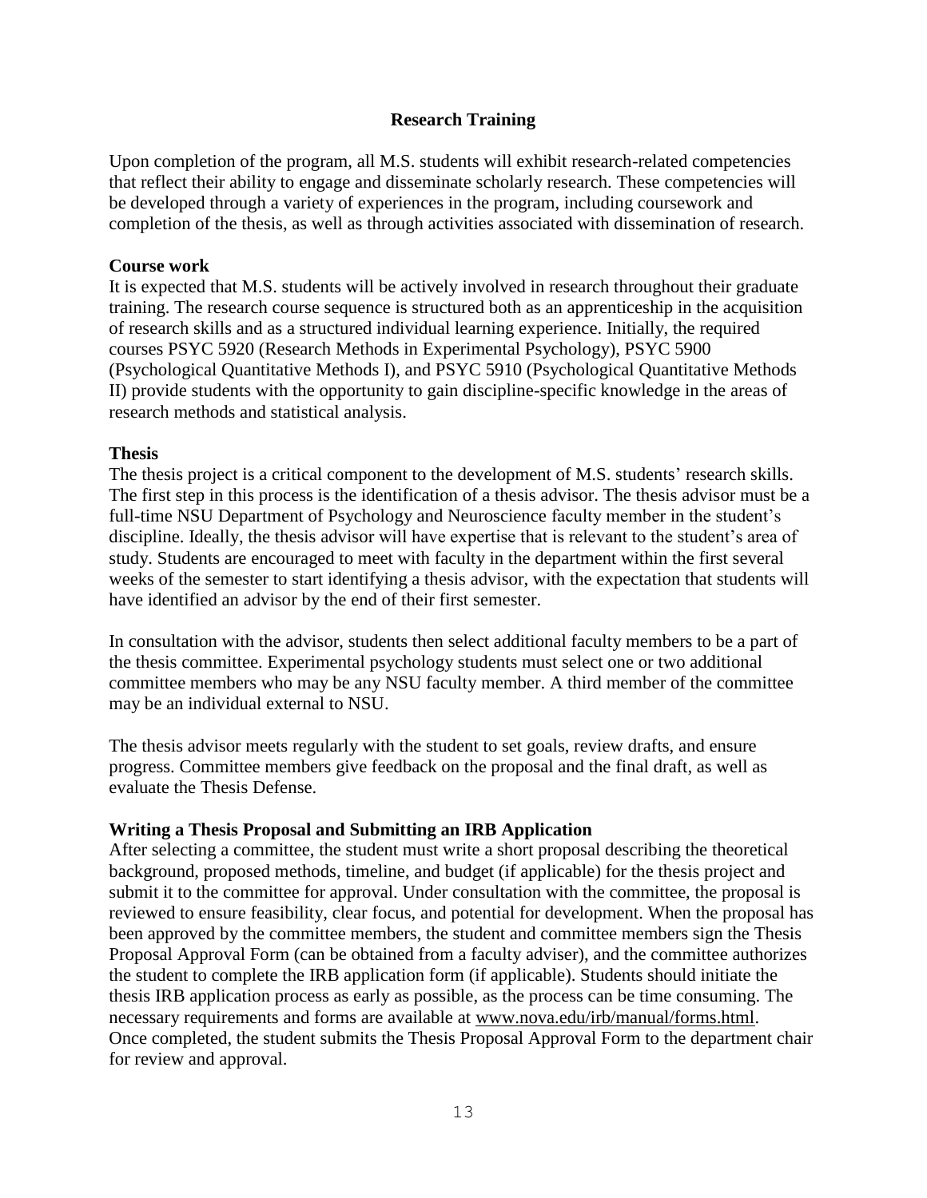## Research Training

Upon completion of the program, all M.S. students will exhibit research-related competencies that reflect their ability to engage and disseminate scholarly research. These competencies will be developed through a variety of experiences in the program, including coursework and completion of the thesis, as well as through activities associated with dissemination of research.

### Course work

It is expected that M.S. students will be actively involved in research throughout their graduate training. The research course sequence is structured both as an apprenticeship in the acquisition of research skills and as a structured individual learning experience. Initially, the required courses PSYC 5920 (Research Methods in Experimental Psychology), PSYC 5900 (Psychological Quantitative Methods I), and PSYC 5910 (Psychological Quantitative Methods II) provide students with the opportunity to gain discipline-specific knowledge in the areas of research methods and statistical analysis.

### Thesis

The thesis project is a critical component to the development of M.S. students' research skills. The first step in this process is the identification of a thesis advisor. The thesis advisor must be a full-time NSU Department of Psychology and Neuroscience faculty member in the student's discipline. Ideally, the thesis advisor will have expertise that is relevant to the student's area of study. Students are encouraged to meet with faculty in the department within the first several weeks of the semester to start identifying a thesis advisor, with the expectation that students will have identified an advisor by the end of their first semester.

In consultation with the advisor, students then select additional faculty members to be a part of the thesis committee. Experimental psychology students must select one or two additional committee members who may be any NSU faculty member. A third member of the committee may be an individual external to NSU.

The thesis advisor meets regularly with the student to set goals, review drafts, and ensure progress. Committee members give feedback on the proposal and the final draft, as well as evaluate the Thesis Defense.

### Writing a Thesis Proposal and Submitting an IRB Application

After selecting a committee, the student must write a short proposal describing the theoretical background, proposed methods, timeline, and budget (if applicable) for the thesis project and submit it to the committee for approval. Under consultation with the committee, the proposal is reviewed to ensure feasibility, clear focus, and potential for development. When the proposal has been approved by the committee members, the student and committee members sign the Thesis Proposal Approval Form (can be obtained from a faculty adviser), and the committee authorizes the student to complete the IRB application form (if applicable). Students should initiate the thesis IRB application process as early as possible, as the process can be time consuming. The necessary requirements and forms are available at www.nova.edu/irb/manual/forms.html. Once completed, the student submits the Thesis Proposal Approval Form to the department chair for review and approval.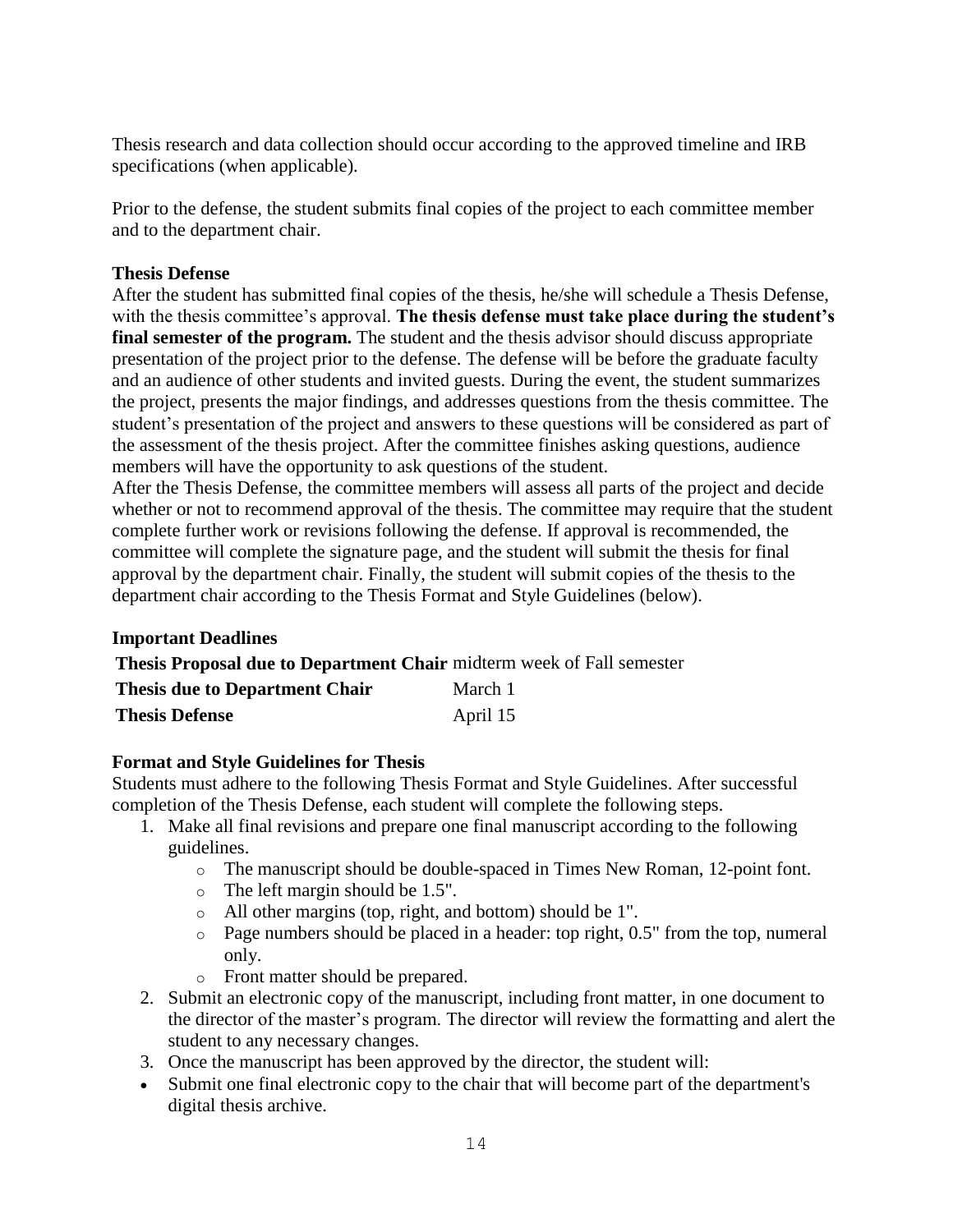Thesis research and data collection should occur according to the approved timeline and IRB specifications (when applicable).

Prior to the defense, the student submits final copies of the project to each committee member and to the department chair.

**Thesis Defense**

After the student has submitted final copies of the thesis, he/she will schedule a Thesis Defense, with the thesis committee's approval. **The thesis defense must take place during the student's final semester of the program.** The student and the thesis advisor should discuss appropriate presentation of the project prior to the defense. The defense will be before the graduate faculty and an audience of other students and invited guests. During the event, the student summarizes the project, presents the major findings, and addresses questions from the thesis committee. The student's presentation of the project and answers to these questions will be considered as part of the assessment of the thesis project. After the committee finishes asking questions, audience members will have the opportunity to ask questions of the student.

After the Thesis Defense, the committee members will assess all parts of the project and decide whether or not to recommend approval of the thesis. The committee may require that the student complete further work or revisions following the defense. If approval is recommended, the committee will complete the signature page, and the student will submit the thesis for final approval by the department chair. Finally, the student will submit copies of the thesis to the department chair according to the Thesis Format and Style Guidelines (below).

**Important Deadlines**

| | |
|---|---|
| **Thesis Proposal due to Department Chair** | midterm week of Fall semester |
| **Thesis due to Department Chair** | March 1 |
| **Thesis Defense** | April 15 |

**Format and Style Guidelines for Thesis**

Students must adhere to the following Thesis Format and Style Guidelines. After successful completion of the Thesis Defense, each student will complete the following steps.

1. Make all final revisions and prepare one final manuscript according to the following guidelines.
   - The manuscript should be double-spaced in Times New Roman, 12-point font.
   - The left margin should be 1.5".
   - All other margins (top, right, and bottom) should be 1".
   - Page numbers should be placed in a header: top right, 0.5" from the top, numeral only.
   - Front matter should be prepared.
2. Submit an electronic copy of the manuscript, including front matter, in one document to the director of the master's program. The director will review the formatting and alert the student to any necessary changes.
3. Once the manuscript has been approved by the director, the student will:

- Submit one final electronic copy to the chair that will become part of the department's digital thesis archive.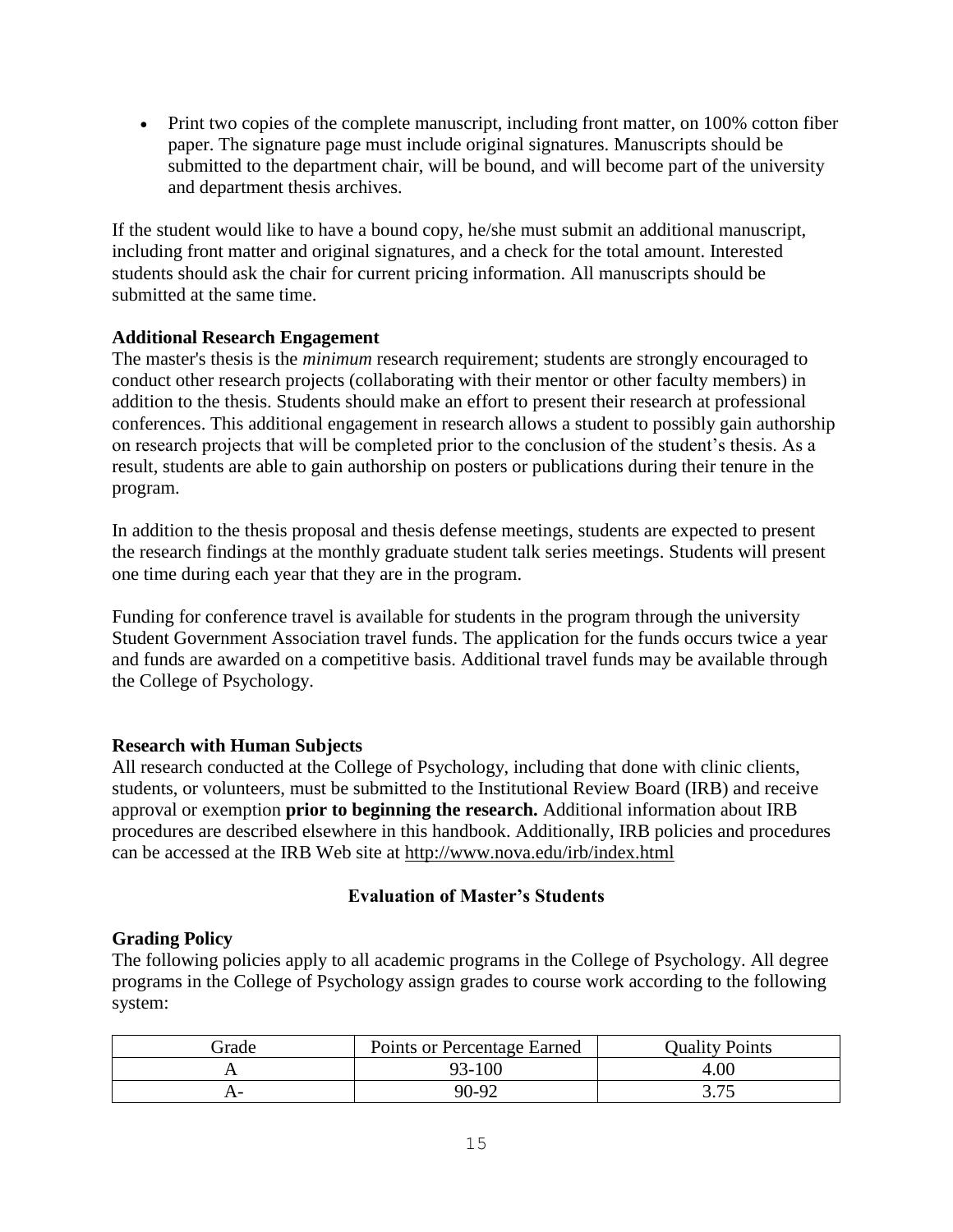- Print two copies of the complete manuscript, including front matter, on 100% cotton fiber paper. The signature page must include original signatures. Manuscripts should be submitted to the department chair, will be bound, and will become part of the university and department thesis archives.

If the student would like to have a bound copy, he/she must submit an additional manuscript, including front matter and original signatures, and a check for the total amount. Interested students should ask the chair for current pricing information. All manuscripts should be submitted at the same time.

**Additional Research Engagement**

The master's thesis is the *minimum* research requirement; students are strongly encouraged to conduct other research projects (collaborating with their mentor or other faculty members) in addition to the thesis. Students should make an effort to present their research at professional conferences. This additional engagement in research allows a student to possibly gain authorship on research projects that will be completed prior to the conclusion of the student's thesis. As a result, students are able to gain authorship on posters or publications during their tenure in the program.

In addition to the thesis proposal and thesis defense meetings, students are expected to present the research findings at the monthly graduate student talk series meetings. Students will present one time during each year that they are in the program.

Funding for conference travel is available for students in the program through the university Student Government Association travel funds. The application for the funds occurs twice a year and funds are awarded on a competitive basis. Additional travel funds may be available through the College of Psychology.

**Research with Human Subjects**

All research conducted at the College of Psychology, including that done with clinic clients, students, or volunteers, must be submitted to the Institutional Review Board (IRB) and receive approval or exemption **prior to beginning the research.** Additional information about IRB procedures are described elsewhere in this handbook. Additionally, IRB policies and procedures can be accessed at the IRB Web site at http://www.nova.edu/irb/index.html

## Evaluation of Master's Students

**Grading Policy**

The following policies apply to all academic programs in the College of Psychology. All degree programs in the College of Psychology assign grades to course work according to the following system:

| Grade | Points or Percentage Earned | Quality Points |
|---|---|---|
| A | 93-100 | 4.00 |
| A- | 90-92 | 3.75 |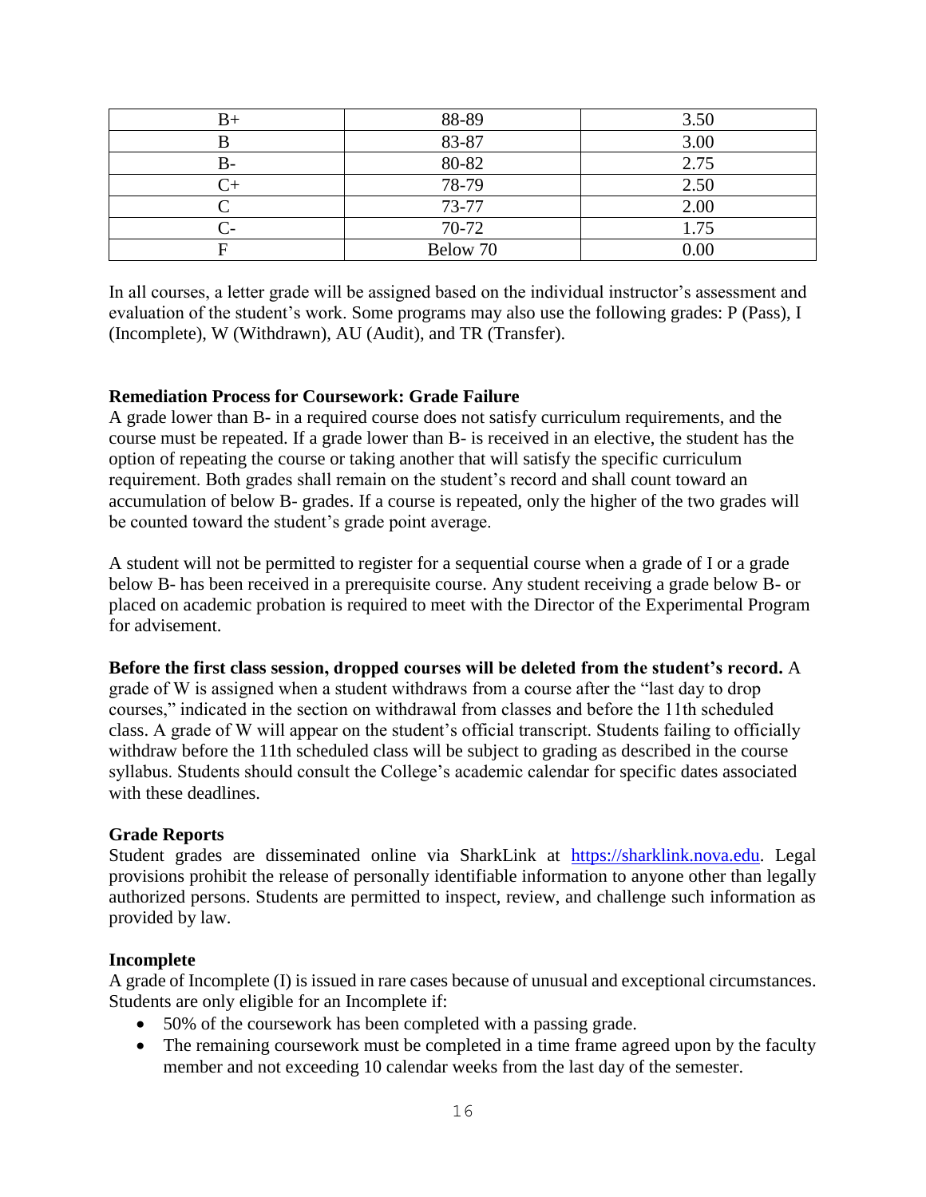| B+ | 88-89 | 3.50 |
|---|---|---|
| B | 83-87 | 3.00 |
| B- | 80-82 | 2.75 |
| C+ | 78-79 | 2.50 |
| C | 73-77 | 2.00 |
| C- | 70-72 | 1.75 |
| F | Below 70 | 0.00 |

In all courses, a letter grade will be assigned based on the individual instructor's assessment and evaluation of the student's work. Some programs may also use the following grades: P (Pass), I (Incomplete), W (Withdrawn), AU (Audit), and TR (Transfer).

**Remediation Process for Coursework: Grade Failure**

A grade lower than B- in a required course does not satisfy curriculum requirements, and the course must be repeated. If a grade lower than B- is received in an elective, the student has the option of repeating the course or taking another that will satisfy the specific curriculum requirement. Both grades shall remain on the student's record and shall count toward an accumulation of below B- grades. If a course is repeated, only the higher of the two grades will be counted toward the student's grade point average.

A student will not be permitted to register for a sequential course when a grade of I or a grade below B- has been received in a prerequisite course. Any student receiving a grade below B- or placed on academic probation is required to meet with the Director of the Experimental Program for advisement.

**Before the first class session, dropped courses will be deleted from the student's record.** A grade of W is assigned when a student withdraws from a course after the "last day to drop courses," indicated in the section on withdrawal from classes and before the 11th scheduled class. A grade of W will appear on the student's official transcript. Students failing to officially withdraw before the 11th scheduled class will be subject to grading as described in the course syllabus. Students should consult the College's academic calendar for specific dates associated with these deadlines.

**Grade Reports**

Student grades are disseminated online via SharkLink at https://sharklink.nova.edu. Legal provisions prohibit the release of personally identifiable information to anyone other than legally authorized persons. Students are permitted to inspect, review, and challenge such information as provided by law.

**Incomplete**

A grade of Incomplete (I) is issued in rare cases because of unusual and exceptional circumstances. Students are only eligible for an Incomplete if:

- 50% of the coursework has been completed with a passing grade.
- The remaining coursework must be completed in a time frame agreed upon by the faculty member and not exceeding 10 calendar weeks from the last day of the semester.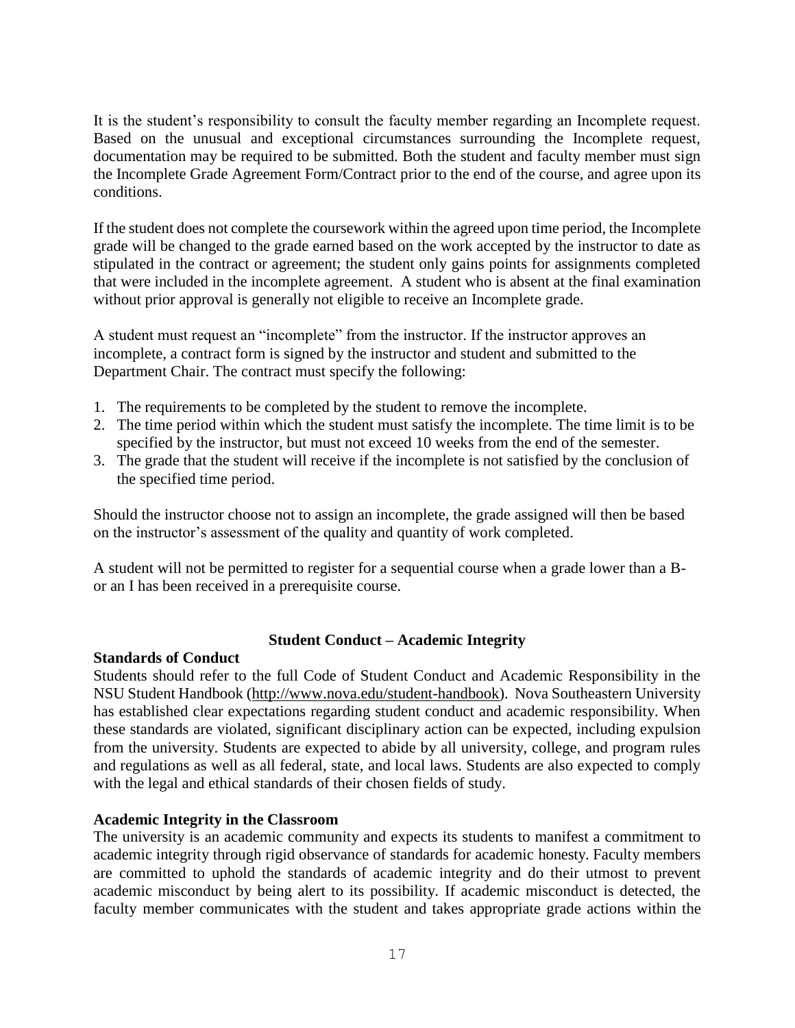It is the student's responsibility to consult the faculty member regarding an Incomplete request. Based on the unusual and exceptional circumstances surrounding the Incomplete request, documentation may be required to be submitted. Both the student and faculty member must sign the Incomplete Grade Agreement Form/Contract prior to the end of the course, and agree upon its conditions.

If the student does not complete the coursework within the agreed upon time period, the Incomplete grade will be changed to the grade earned based on the work accepted by the instructor to date as stipulated in the contract or agreement; the student only gains points for assignments completed that were included in the incomplete agreement. A student who is absent at the final examination without prior approval is generally not eligible to receive an Incomplete grade.

A student must request an "incomplete" from the instructor. If the instructor approves an incomplete, a contract form is signed by the instructor and student and submitted to the Department Chair. The contract must specify the following:

1. The requirements to be completed by the student to remove the incomplete.
2. The time period within which the student must satisfy the incomplete. The time limit is to be specified by the instructor, but must not exceed 10 weeks from the end of the semester.
3. The grade that the student will receive if the incomplete is not satisfied by the conclusion of the specified time period.

Should the instructor choose not to assign an incomplete, the grade assigned will then be based on the instructor's assessment of the quality and quantity of work completed.

A student will not be permitted to register for a sequential course when a grade lower than a B- or an I has been received in a prerequisite course.

## Student Conduct – Academic Integrity

**Standards of Conduct**

Students should refer to the full Code of Student Conduct and Academic Responsibility in the NSU Student Handbook (http://www.nova.edu/student-handbook). Nova Southeastern University has established clear expectations regarding student conduct and academic responsibility. When these standards are violated, significant disciplinary action can be expected, including expulsion from the university. Students are expected to abide by all university, college, and program rules and regulations as well as all federal, state, and local laws. Students are also expected to comply with the legal and ethical standards of their chosen fields of study.

**Academic Integrity in the Classroom**

The university is an academic community and expects its students to manifest a commitment to academic integrity through rigid observance of standards for academic honesty. Faculty members are committed to uphold the standards of academic integrity and do their utmost to prevent academic misconduct by being alert to its possibility. If academic misconduct is detected, the faculty member communicates with the student and takes appropriate grade actions within the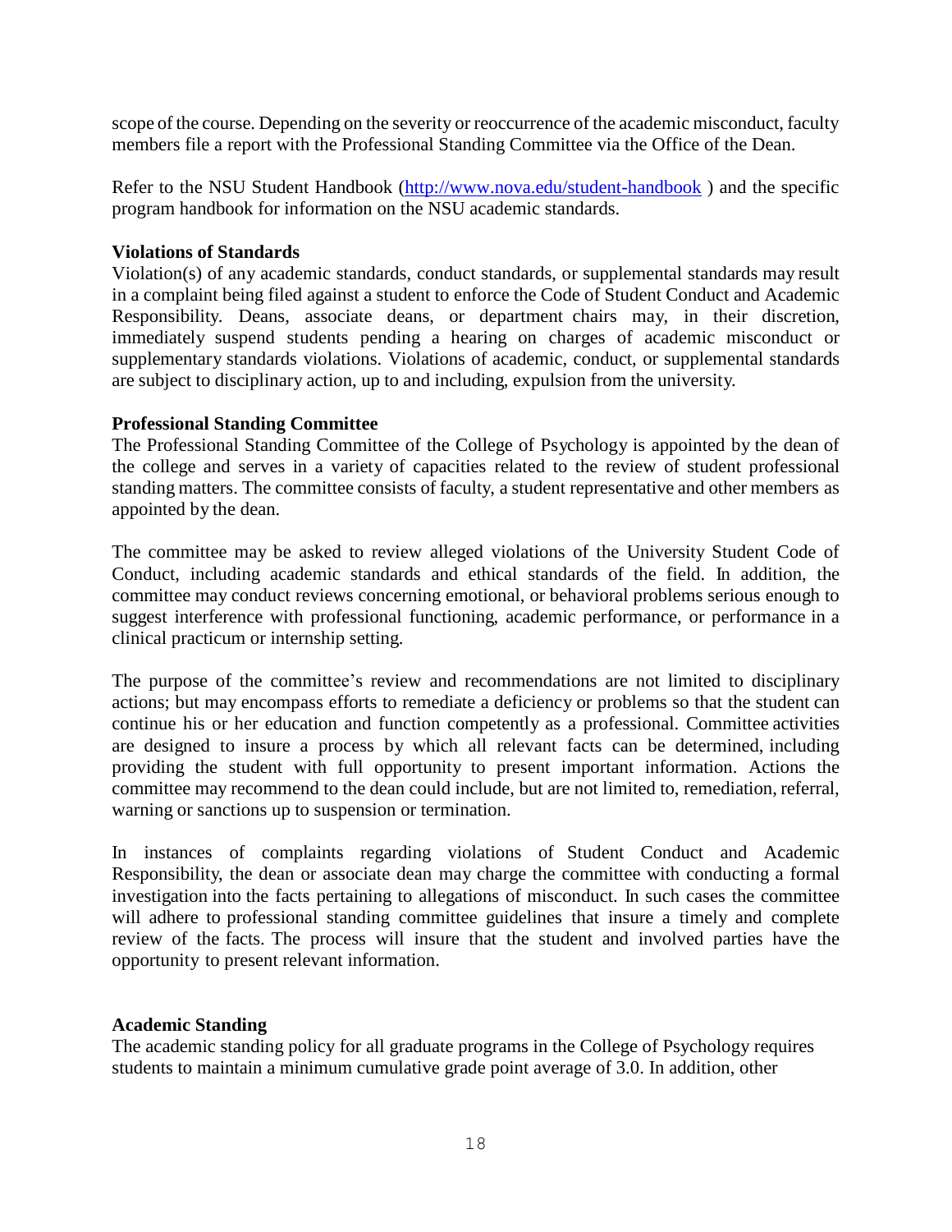scope of the course. Depending on the severity or reoccurrence of the academic misconduct, faculty members file a report with the Professional Standing Committee via the Office of the Dean.

Refer to the NSU Student Handbook (http://www.nova.edu/student-handbook ) and the specific program handbook for information on the NSU academic standards.

**Violations of Standards**

Violation(s) of any academic standards, conduct standards, or supplemental standards may result in a complaint being filed against a student to enforce the Code of Student Conduct and Academic Responsibility. Deans, associate deans, or department chairs may, in their discretion, immediately suspend students pending a hearing on charges of academic misconduct or supplementary standards violations. Violations of academic, conduct, or supplemental standards are subject to disciplinary action, up to and including, expulsion from the university.

**Professional Standing Committee**

The Professional Standing Committee of the College of Psychology is appointed by the dean of the college and serves in a variety of capacities related to the review of student professional standing matters. The committee consists of faculty, a student representative and other members as appointed by the dean.

The committee may be asked to review alleged violations of the University Student Code of Conduct, including academic standards and ethical standards of the field. In addition, the committee may conduct reviews concerning emotional, or behavioral problems serious enough to suggest interference with professional functioning, academic performance, or performance in a clinical practicum or internship setting.

The purpose of the committee's review and recommendations are not limited to disciplinary actions; but may encompass efforts to remediate a deficiency or problems so that the student can continue his or her education and function competently as a professional. Committee activities are designed to insure a process by which all relevant facts can be determined, including providing the student with full opportunity to present important information. Actions the committee may recommend to the dean could include, but are not limited to, remediation, referral, warning or sanctions up to suspension or termination.

In instances of complaints regarding violations of Student Conduct and Academic Responsibility, the dean or associate dean may charge the committee with conducting a formal investigation into the facts pertaining to allegations of misconduct. In such cases the committee will adhere to professional standing committee guidelines that insure a timely and complete review of the facts. The process will insure that the student and involved parties have the opportunity to present relevant information.

**Academic Standing**

The academic standing policy for all graduate programs in the College of Psychology requires students to maintain a minimum cumulative grade point average of 3.0. In addition, other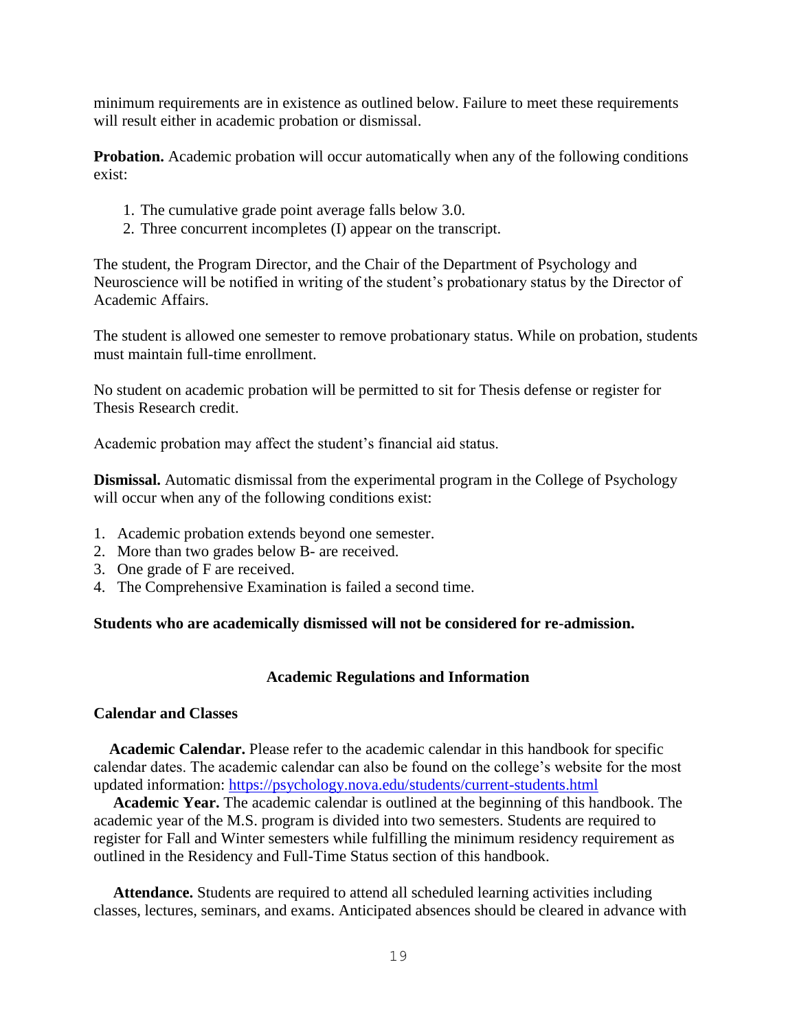minimum requirements are in existence as outlined below. Failure to meet these requirements will result either in academic probation or dismissal.

**Probation.** Academic probation will occur automatically when any of the following conditions exist:

1. The cumulative grade point average falls below 3.0.
2. Three concurrent incompletes (I) appear on the transcript.

The student, the Program Director, and the Chair of the Department of Psychology and Neuroscience will be notified in writing of the student's probationary status by the Director of Academic Affairs.

The student is allowed one semester to remove probationary status. While on probation, students must maintain full-time enrollment.

No student on academic probation will be permitted to sit for Thesis defense or register for Thesis Research credit.

Academic probation may affect the student's financial aid status.

**Dismissal.** Automatic dismissal from the experimental program in the College of Psychology will occur when any of the following conditions exist:

1. Academic probation extends beyond one semester.
2. More than two grades below B- are received.
3. One grade of F are received.
4. The Comprehensive Examination is failed a second time.

**Students who are academically dismissed will not be considered for re-admission.**

## Academic Regulations and Information

### Calendar and Classes

**Academic Calendar.** Please refer to the academic calendar in this handbook for specific calendar dates. The academic calendar can also be found on the college's website for the most updated information: [https://psychology.nova.edu/students/current-students.html](https://psychology.nova.edu/students/current-students.html)

**Academic Year.** The academic calendar is outlined at the beginning of this handbook. The academic year of the M.S. program is divided into two semesters. Students are required to register for Fall and Winter semesters while fulfilling the minimum residency requirement as outlined in the Residency and Full-Time Status section of this handbook.

**Attendance.** Students are required to attend all scheduled learning activities including classes, lectures, seminars, and exams. Anticipated absences should be cleared in advance with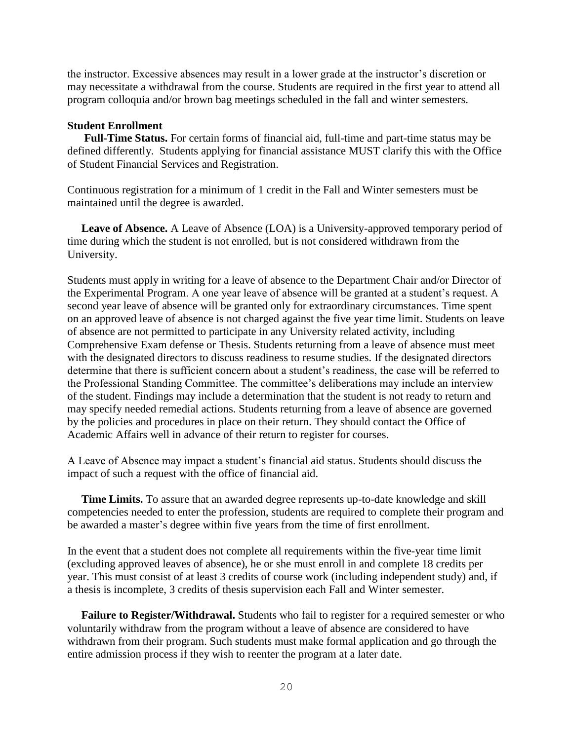the instructor. Excessive absences may result in a lower grade at the instructor's discretion or may necessitate a withdrawal from the course. Students are required in the first year to attend all program colloquia and/or brown bag meetings scheduled in the fall and winter semesters.

**Student Enrollment**

**Full-Time Status.** For certain forms of financial aid, full-time and part-time status may be defined differently. Students applying for financial assistance MUST clarify this with the Office of Student Financial Services and Registration.

Continuous registration for a minimum of 1 credit in the Fall and Winter semesters must be maintained until the degree is awarded.

**Leave of Absence.** A Leave of Absence (LOA) is a University-approved temporary period of time during which the student is not enrolled, but is not considered withdrawn from the University.

Students must apply in writing for a leave of absence to the Department Chair and/or Director of the Experimental Program. A one year leave of absence will be granted at a student's request. A second year leave of absence will be granted only for extraordinary circumstances. Time spent on an approved leave of absence is not charged against the five year time limit. Students on leave of absence are not permitted to participate in any University related activity, including Comprehensive Exam defense or Thesis. Students returning from a leave of absence must meet with the designated directors to discuss readiness to resume studies. If the designated directors determine that there is sufficient concern about a student's readiness, the case will be referred to the Professional Standing Committee. The committee's deliberations may include an interview of the student. Findings may include a determination that the student is not ready to return and may specify needed remedial actions. Students returning from a leave of absence are governed by the policies and procedures in place on their return. They should contact the Office of Academic Affairs well in advance of their return to register for courses.

A Leave of Absence may impact a student's financial aid status. Students should discuss the impact of such a request with the office of financial aid.

**Time Limits.** To assure that an awarded degree represents up-to-date knowledge and skill competencies needed to enter the profession, students are required to complete their program and be awarded a master's degree within five years from the time of first enrollment.

In the event that a student does not complete all requirements within the five-year time limit (excluding approved leaves of absence), he or she must enroll in and complete 18 credits per year. This must consist of at least 3 credits of course work (including independent study) and, if a thesis is incomplete, 3 credits of thesis supervision each Fall and Winter semester.

**Failure to Register/Withdrawal.** Students who fail to register for a required semester or who voluntarily withdraw from the program without a leave of absence are considered to have withdrawn from their program. Such students must make formal application and go through the entire admission process if they wish to reenter the program at a later date.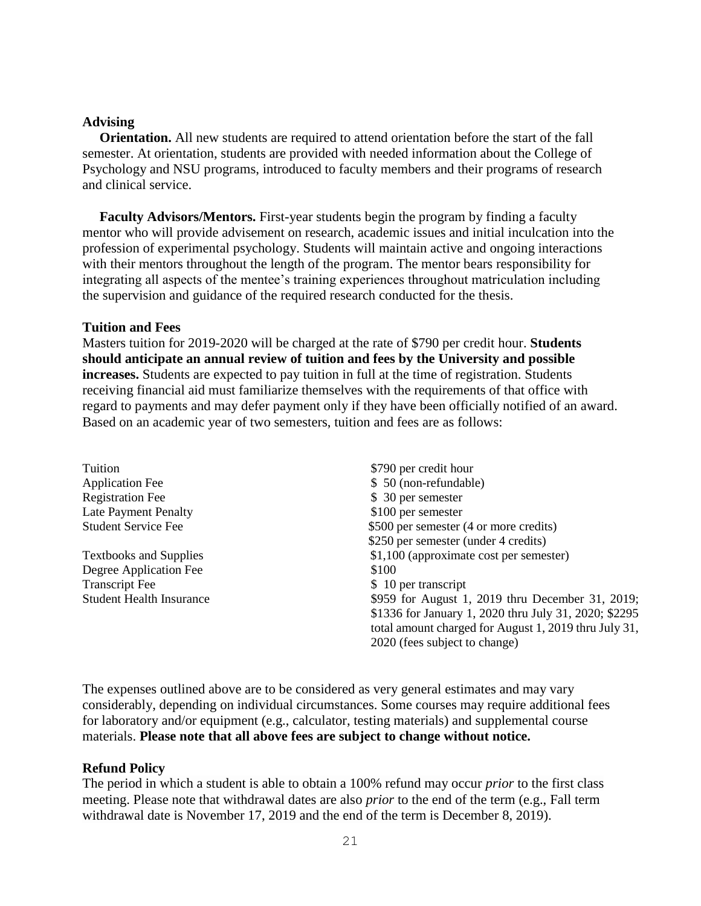## Advising

**Orientation.** All new students are required to attend orientation before the start of the fall semester. At orientation, students are provided with needed information about the College of Psychology and NSU programs, introduced to faculty members and their programs of research and clinical service.

**Faculty Advisors/Mentors.** First-year students begin the program by finding a faculty mentor who will provide advisement on research, academic issues and initial inculcation into the profession of experimental psychology. Students will maintain active and ongoing interactions with their mentors throughout the length of the program. The mentor bears responsibility for integrating all aspects of the mentee's training experiences throughout matriculation including the supervision and guidance of the required research conducted for the thesis.

## Tuition and Fees

Masters tuition for 2019-2020 will be charged at the rate of $790 per credit hour. **Students should anticipate an annual review of tuition and fees by the University and possible increases.** Students are expected to pay tuition in full at the time of registration. Students receiving financial aid must familiarize themselves with the requirements of that office with regard to payments and may defer payment only if they have been officially notified of an award. Based on an academic year of two semesters, tuition and fees are as follows:

| | |
|---|---|
| Tuition | $790 per credit hour |
| Application Fee | $ 50 (non-refundable) |
| Registration Fee | $ 30 per semester |
| Late Payment Penalty | $100 per semester |
| Student Service Fee | $500 per semester (4 or more credits)<br>$250 per semester (under 4 credits) |
| Textbooks and Supplies | $1,100 (approximate cost per semester) |
| Degree Application Fee | $100 |
| Transcript Fee | $ 10 per transcript |
| Student Health Insurance | $959 for August 1, 2019 thru December 31, 2019; $1336 for January 1, 2020 thru July 31, 2020; $2295 total amount charged for August 1, 2019 thru July 31, 2020 (fees subject to change) |

The expenses outlined above are to be considered as very general estimates and may vary considerably, depending on individual circumstances. Some courses may require additional fees for laboratory and/or equipment (e.g., calculator, testing materials) and supplemental course materials. **Please note that all above fees are subject to change without notice.**

## Refund Policy

The period in which a student is able to obtain a 100% refund may occur *prior* to the first class meeting. Please note that withdrawal dates are also *prior* to the end of the term (e.g., Fall term withdrawal date is November 17, 2019 and the end of the term is December 8, 2019).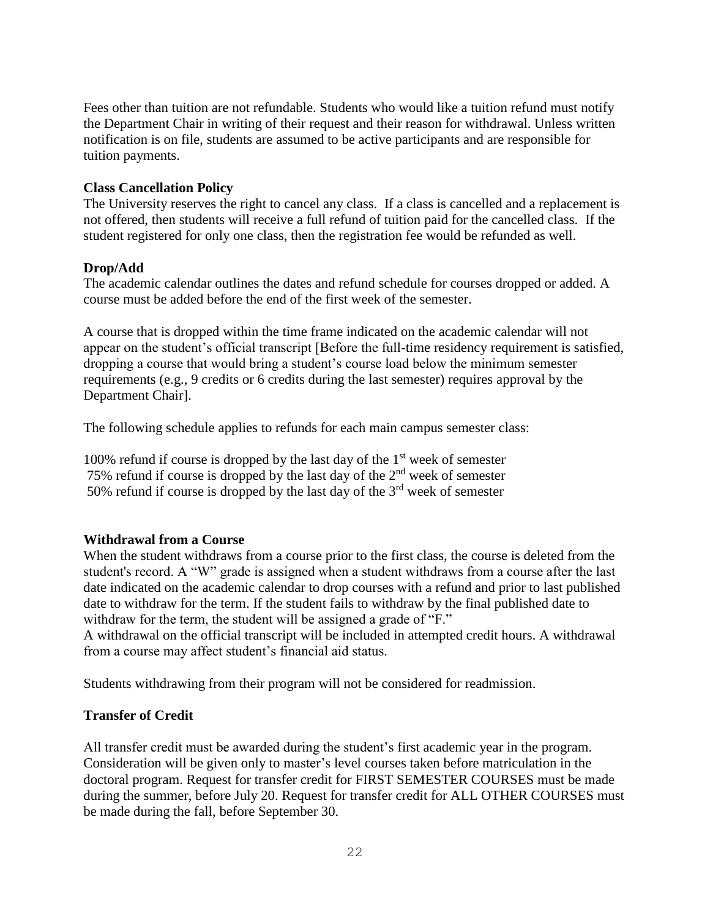Fees other than tuition are not refundable. Students who would like a tuition refund must notify the Department Chair in writing of their request and their reason for withdrawal. Unless written notification is on file, students are assumed to be active participants and are responsible for tuition payments.

**Class Cancellation Policy**

The University reserves the right to cancel any class. If a class is cancelled and a replacement is not offered, then students will receive a full refund of tuition paid for the cancelled class. If the student registered for only one class, then the registration fee would be refunded as well.

**Drop/Add**

The academic calendar outlines the dates and refund schedule for courses dropped or added. A course must be added before the end of the first week of the semester.

A course that is dropped within the time frame indicated on the academic calendar will not appear on the student's official transcript [Before the full-time residency requirement is satisfied, dropping a course that would bring a student's course load below the minimum semester requirements (e.g., 9 credits or 6 credits during the last semester) requires approval by the Department Chair].

The following schedule applies to refunds for each main campus semester class:

100% refund if course is dropped by the last day of the 1st week of semester
75% refund if course is dropped by the last day of the 2nd week of semester
50% refund if course is dropped by the last day of the 3rd week of semester

**Withdrawal from a Course**

When the student withdraws from a course prior to the first class, the course is deleted from the student's record. A "W" grade is assigned when a student withdraws from a course after the last date indicated on the academic calendar to drop courses with a refund and prior to last published date to withdraw for the term. If the student fails to withdraw by the final published date to withdraw for the term, the student will be assigned a grade of "F."
A withdrawal on the official transcript will be included in attempted credit hours. A withdrawal from a course may affect student's financial aid status.

Students withdrawing from their program will not be considered for readmission.

**Transfer of Credit**

All transfer credit must be awarded during the student's first academic year in the program. Consideration will be given only to master's level courses taken before matriculation in the doctoral program. Request for transfer credit for FIRST SEMESTER COURSES must be made during the summer, before July 20. Request for transfer credit for ALL OTHER COURSES must be made during the fall, before September 30.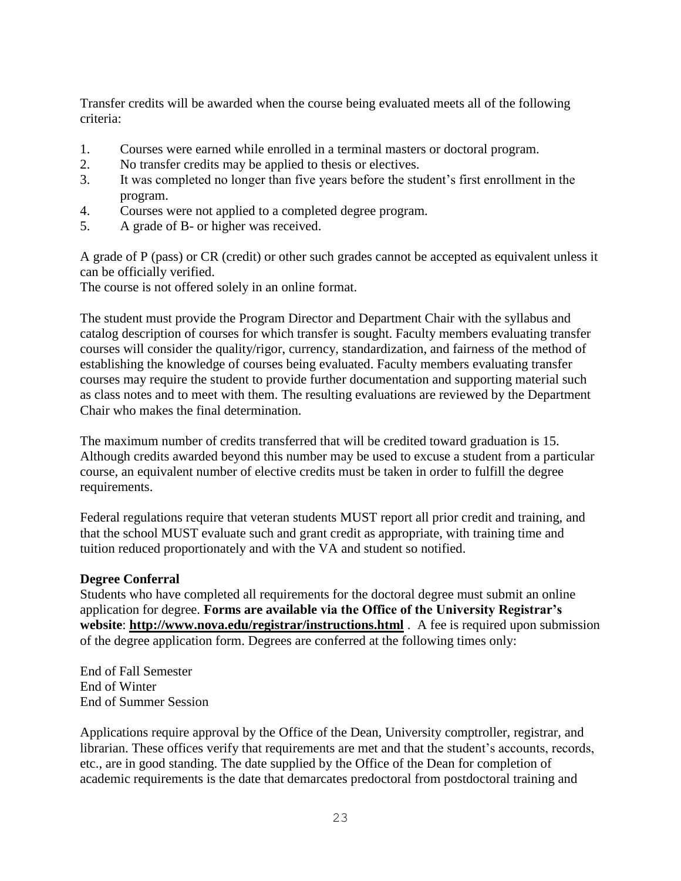Transfer credits will be awarded when the course being evaluated meets all of the following criteria:

1. Courses were earned while enrolled in a terminal masters or doctoral program.
2. No transfer credits may be applied to thesis or electives.
3. It was completed no longer than five years before the student's first enrollment in the program.
4. Courses were not applied to a completed degree program.
5. A grade of B- or higher was received.

A grade of P (pass) or CR (credit) or other such grades cannot be accepted as equivalent unless it can be officially verified.
The course is not offered solely in an online format.

The student must provide the Program Director and Department Chair with the syllabus and catalog description of courses for which transfer is sought. Faculty members evaluating transfer courses will consider the quality/rigor, currency, standardization, and fairness of the method of establishing the knowledge of courses being evaluated. Faculty members evaluating transfer courses may require the student to provide further documentation and supporting material such as class notes and to meet with them. The resulting evaluations are reviewed by the Department Chair who makes the final determination.

The maximum number of credits transferred that will be credited toward graduation is 15. Although credits awarded beyond this number may be used to excuse a student from a particular course, an equivalent number of elective credits must be taken in order to fulfill the degree requirements.

Federal regulations require that veteran students MUST report all prior credit and training, and that the school MUST evaluate such and grant credit as appropriate, with training time and tuition reduced proportionately and with the VA and student so notified.

**Degree Conferral**
Students who have completed all requirements for the doctoral degree must submit an online application for degree. **Forms are available via the Office of the University Registrar's website**: **http://www.nova.edu/registrar/instructions.html** . A fee is required upon submission of the degree application form. Degrees are conferred at the following times only:

End of Fall Semester
End of Winter
End of Summer Session

Applications require approval by the Office of the Dean, University comptroller, registrar, and librarian. These offices verify that requirements are met and that the student's accounts, records, etc., are in good standing. The date supplied by the Office of the Dean for completion of academic requirements is the date that demarcates predoctoral from postdoctoral training and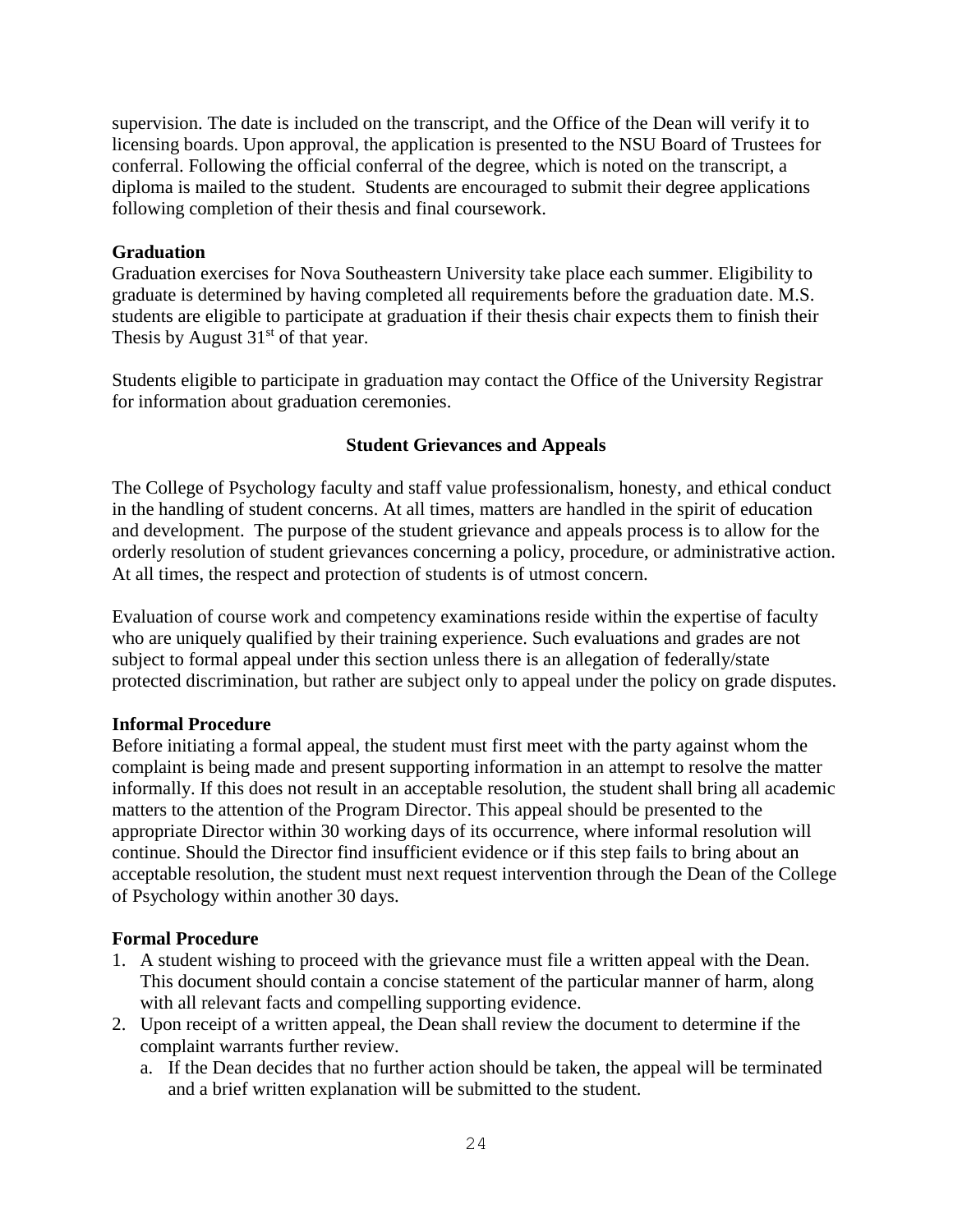supervision. The date is included on the transcript, and the Office of the Dean will verify it to licensing boards. Upon approval, the application is presented to the NSU Board of Trustees for conferral. Following the official conferral of the degree, which is noted on the transcript, a diploma is mailed to the student. Students are encouraged to submit their degree applications following completion of their thesis and final coursework.

**Graduation**

Graduation exercises for Nova Southeastern University take place each summer. Eligibility to graduate is determined by having completed all requirements before the graduation date. M.S. students are eligible to participate at graduation if their thesis chair expects them to finish their Thesis by August 31st of that year.

Students eligible to participate in graduation may contact the Office of the University Registrar for information about graduation ceremonies.

## Student Grievances and Appeals

The College of Psychology faculty and staff value professionalism, honesty, and ethical conduct in the handling of student concerns. At all times, matters are handled in the spirit of education and development. The purpose of the student grievance and appeals process is to allow for the orderly resolution of student grievances concerning a policy, procedure, or administrative action. At all times, the respect and protection of students is of utmost concern.

Evaluation of course work and competency examinations reside within the expertise of faculty who are uniquely qualified by their training experience. Such evaluations and grades are not subject to formal appeal under this section unless there is an allegation of federally/state protected discrimination, but rather are subject only to appeal under the policy on grade disputes.

**Informal Procedure**

Before initiating a formal appeal, the student must first meet with the party against whom the complaint is being made and present supporting information in an attempt to resolve the matter informally. If this does not result in an acceptable resolution, the student shall bring all academic matters to the attention of the Program Director. This appeal should be presented to the appropriate Director within 30 working days of its occurrence, where informal resolution will continue. Should the Director find insufficient evidence or if this step fails to bring about an acceptable resolution, the student must next request intervention through the Dean of the College of Psychology within another 30 days.

**Formal Procedure**

1. A student wishing to proceed with the grievance must file a written appeal with the Dean. This document should contain a concise statement of the particular manner of harm, along with all relevant facts and compelling supporting evidence.
2. Upon receipt of a written appeal, the Dean shall review the document to determine if the complaint warrants further review.
   a. If the Dean decides that no further action should be taken, the appeal will be terminated and a brief written explanation will be submitted to the student.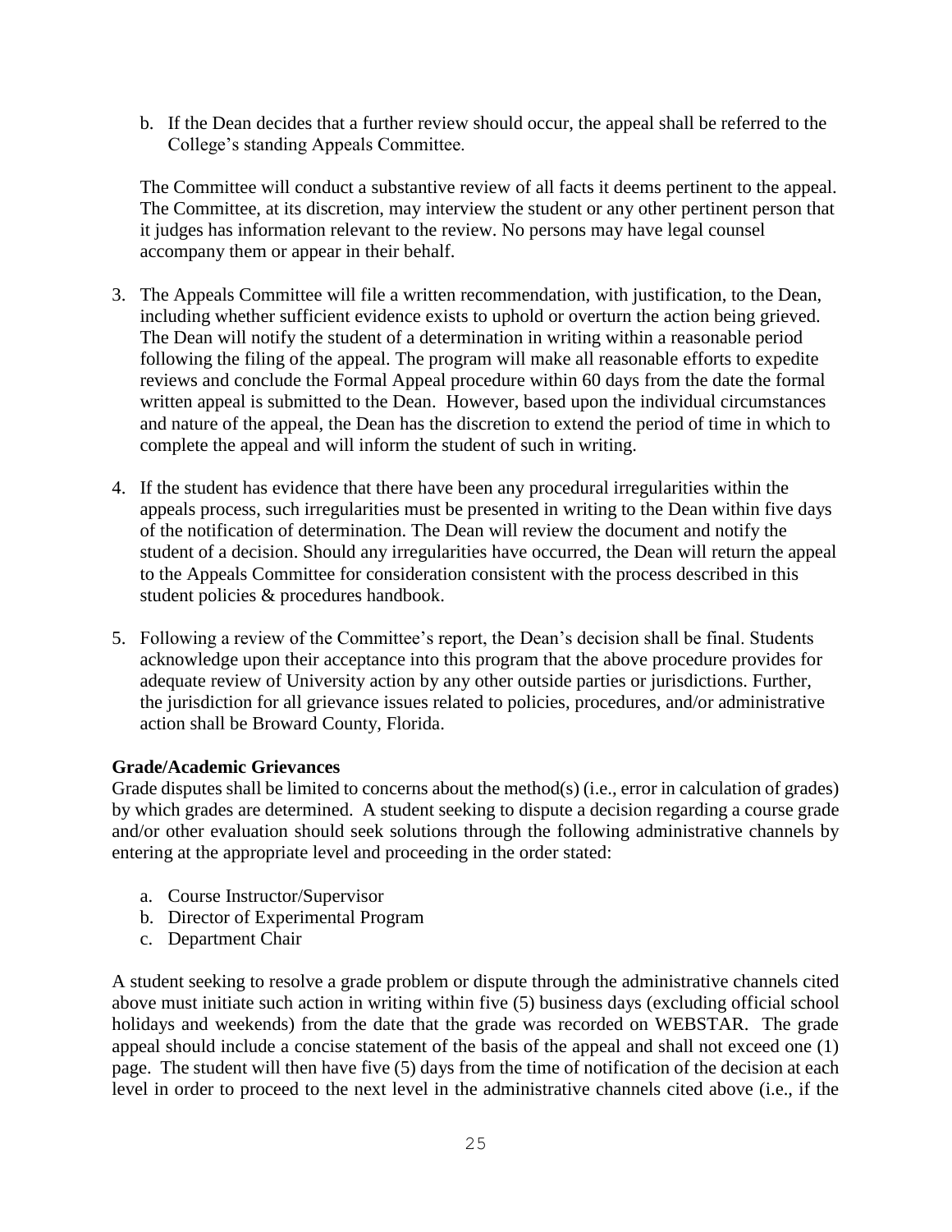b. If the Dean decides that a further review should occur, the appeal shall be referred to the College's standing Appeals Committee.

The Committee will conduct a substantive review of all facts it deems pertinent to the appeal. The Committee, at its discretion, may interview the student or any other pertinent person that it judges has information relevant to the review. No persons may have legal counsel accompany them or appear in their behalf.

3. The Appeals Committee will file a written recommendation, with justification, to the Dean, including whether sufficient evidence exists to uphold or overturn the action being grieved. The Dean will notify the student of a determination in writing within a reasonable period following the filing of the appeal. The program will make all reasonable efforts to expedite reviews and conclude the Formal Appeal procedure within 60 days from the date the formal written appeal is submitted to the Dean. However, based upon the individual circumstances and nature of the appeal, the Dean has the discretion to extend the period of time in which to complete the appeal and will inform the student of such in writing.

4. If the student has evidence that there have been any procedural irregularities within the appeals process, such irregularities must be presented in writing to the Dean within five days of the notification of determination. The Dean will review the document and notify the student of a decision. Should any irregularities have occurred, the Dean will return the appeal to the Appeals Committee for consideration consistent with the process described in this student policies & procedures handbook.

5. Following a review of the Committee's report, the Dean's decision shall be final. Students acknowledge upon their acceptance into this program that the above procedure provides for adequate review of University action by any other outside parties or jurisdictions. Further, the jurisdiction for all grievance issues related to policies, procedures, and/or administrative action shall be Broward County, Florida.

**Grade/Academic Grievances**

Grade disputes shall be limited to concerns about the method(s) (i.e., error in calculation of grades) by which grades are determined. A student seeking to dispute a decision regarding a course grade and/or other evaluation should seek solutions through the following administrative channels by entering at the appropriate level and proceeding in the order stated:

a. Course Instructor/Supervisor
b. Director of Experimental Program
c. Department Chair

A student seeking to resolve a grade problem or dispute through the administrative channels cited above must initiate such action in writing within five (5) business days (excluding official school holidays and weekends) from the date that the grade was recorded on WEBSTAR. The grade appeal should include a concise statement of the basis of the appeal and shall not exceed one (1) page. The student will then have five (5) days from the time of notification of the decision at each level in order to proceed to the next level in the administrative channels cited above (i.e., if the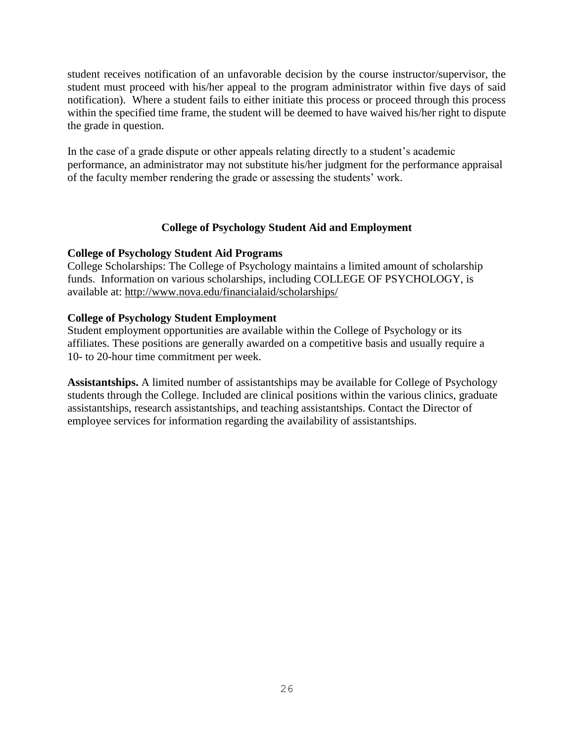student receives notification of an unfavorable decision by the course instructor/supervisor, the student must proceed with his/her appeal to the program administrator within five days of said notification). Where a student fails to either initiate this process or proceed through this process within the specified time frame, the student will be deemed to have waived his/her right to dispute the grade in question.

In the case of a grade dispute or other appeals relating directly to a student's academic performance, an administrator may not substitute his/her judgment for the performance appraisal of the faculty member rendering the grade or assessing the students' work.

## College of Psychology Student Aid and Employment

**College of Psychology Student Aid Programs**

College Scholarships: The College of Psychology maintains a limited amount of scholarship funds. Information on various scholarships, including COLLEGE OF PSYCHOLOGY, is available at: http://www.nova.edu/financialaid/scholarships/

**College of Psychology Student Employment**

Student employment opportunities are available within the College of Psychology or its affiliates. These positions are generally awarded on a competitive basis and usually require a 10- to 20-hour time commitment per week.

**Assistantships.** A limited number of assistantships may be available for College of Psychology students through the College. Included are clinical positions within the various clinics, graduate assistantships, research assistantships, and teaching assistantships. Contact the Director of employee services for information regarding the availability of assistantships.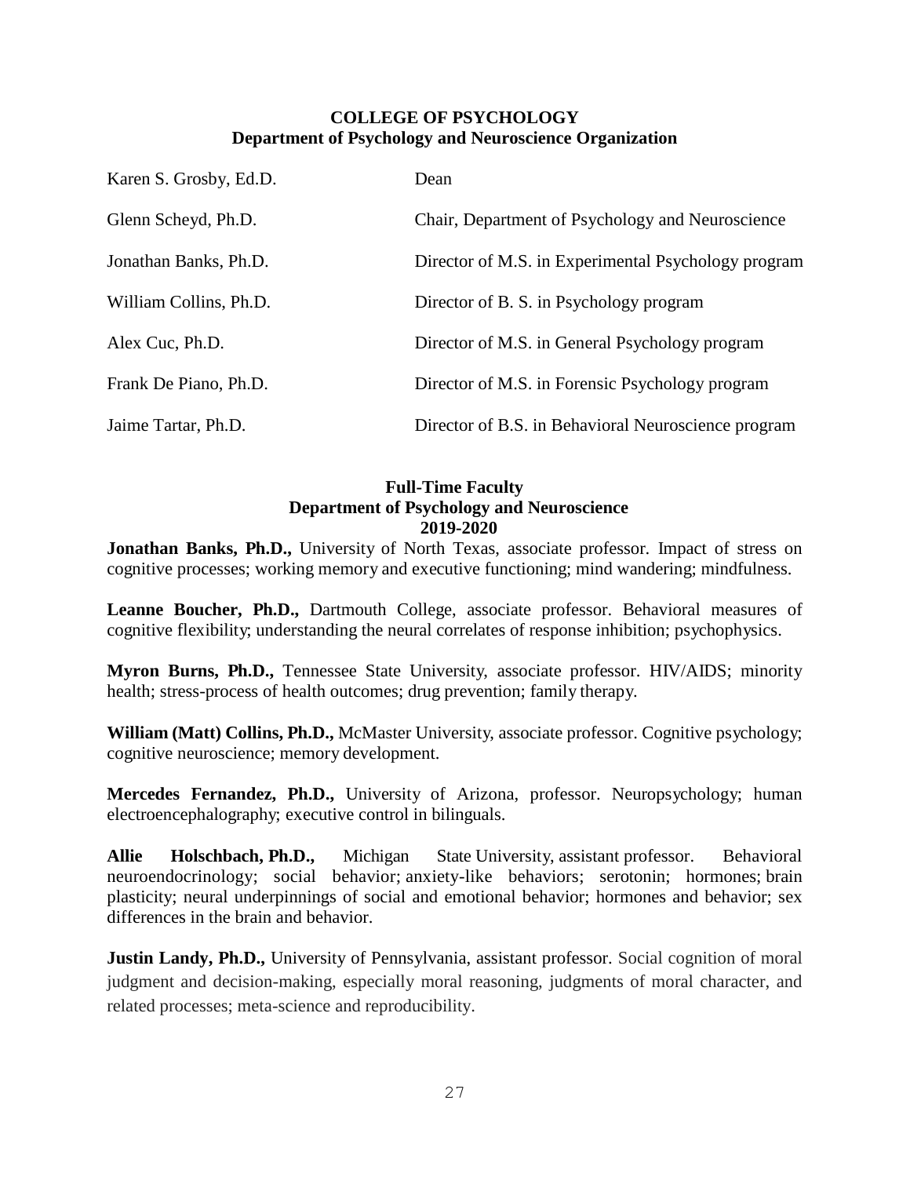## COLLEGE OF PSYCHOLOGY
### Department of Psychology and Neuroscience Organization

| | |
|---|---|
| Karen S. Grosby, Ed.D. | Dean |
| Glenn Scheyd, Ph.D. | Chair, Department of Psychology and Neuroscience |
| Jonathan Banks, Ph.D. | Director of M.S. in Experimental Psychology program |
| William Collins, Ph.D. | Director of B. S. in Psychology program |
| Alex Cuc, Ph.D. | Director of M.S. in General Psychology program |
| Frank De Piano, Ph.D. | Director of M.S. in Forensic Psychology program |
| Jaime Tartar, Ph.D. | Director of B.S. in Behavioral Neuroscience program |

## Full-Time Faculty
### Department of Psychology and Neuroscience
### 2019-2020

**Jonathan Banks, Ph.D.,** University of North Texas, associate professor. Impact of stress on cognitive processes; working memory and executive functioning; mind wandering; mindfulness.

**Leanne Boucher, Ph.D.,** Dartmouth College, associate professor. Behavioral measures of cognitive flexibility; understanding the neural correlates of response inhibition; psychophysics.

**Myron Burns, Ph.D.,** Tennessee State University, associate professor. HIV/AIDS; minority health; stress-process of health outcomes; drug prevention; family therapy.

**William (Matt) Collins, Ph.D.,** McMaster University, associate professor. Cognitive psychology; cognitive neuroscience; memory development.

**Mercedes Fernandez, Ph.D.,** University of Arizona, professor. Neuropsychology; human electroencephalography; executive control in bilinguals.

**Allie Holschbach, Ph.D.,** Michigan State University, assistant professor. Behavioral neuroendocrinology; social behavior; anxiety-like behaviors; serotonin; hormones; brain plasticity; neural underpinnings of social and emotional behavior; hormones and behavior; sex differences in the brain and behavior.

**Justin Landy, Ph.D.,** University of Pennsylvania, assistant professor. Social cognition of moral judgment and decision-making, especially moral reasoning, judgments of moral character, and related processes; meta-science and reproducibility.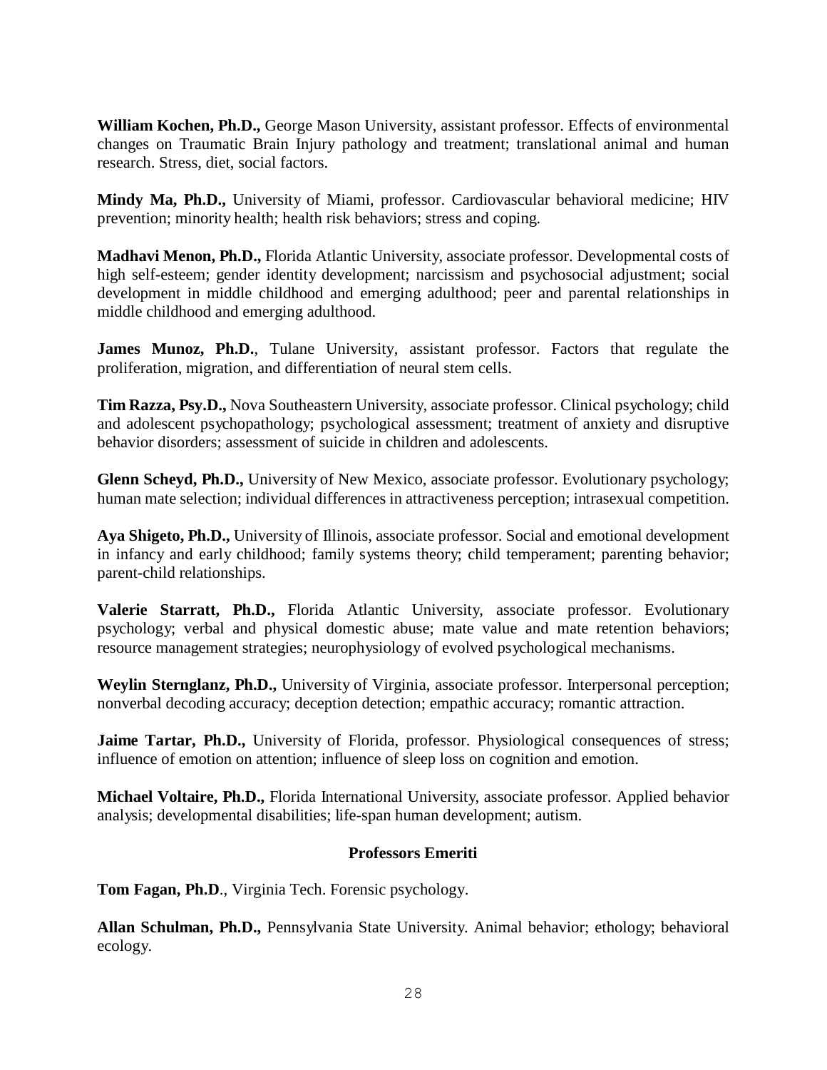**William Kochen, Ph.D.,** George Mason University, assistant professor. Effects of environmental changes on Traumatic Brain Injury pathology and treatment; translational animal and human research. Stress, diet, social factors.

**Mindy Ma, Ph.D.,** University of Miami, professor. Cardiovascular behavioral medicine; HIV prevention; minority health; health risk behaviors; stress and coping.

**Madhavi Menon, Ph.D.,** Florida Atlantic University, associate professor. Developmental costs of high self-esteem; gender identity development; narcissism and psychosocial adjustment; social development in middle childhood and emerging adulthood; peer and parental relationships in middle childhood and emerging adulthood.

**James Munoz, Ph.D.**, Tulane University, assistant professor. Factors that regulate the proliferation, migration, and differentiation of neural stem cells.

**Tim Razza, Psy.D.,** Nova Southeastern University, associate professor. Clinical psychology; child and adolescent psychopathology; psychological assessment; treatment of anxiety and disruptive behavior disorders; assessment of suicide in children and adolescents.

**Glenn Scheyd, Ph.D.,** University of New Mexico, associate professor. Evolutionary psychology; human mate selection; individual differences in attractiveness perception; intrasexual competition.

**Aya Shigeto, Ph.D.,** University of Illinois, associate professor. Social and emotional development in infancy and early childhood; family systems theory; child temperament; parenting behavior; parent-child relationships.

**Valerie Starratt, Ph.D.,** Florida Atlantic University, associate professor. Evolutionary psychology; verbal and physical domestic abuse; mate value and mate retention behaviors; resource management strategies; neurophysiology of evolved psychological mechanisms.

**Weylin Sternglanz, Ph.D.,** University of Virginia, associate professor. Interpersonal perception; nonverbal decoding accuracy; deception detection; empathic accuracy; romantic attraction.

**Jaime Tartar, Ph.D.,** University of Florida, professor. Physiological consequences of stress; influence of emotion on attention; influence of sleep loss on cognition and emotion.

**Michael Voltaire, Ph.D.,** Florida International University, associate professor. Applied behavior analysis; developmental disabilities; life-span human development; autism.

### Professors Emeriti

**Tom Fagan, Ph.D**., Virginia Tech. Forensic psychology.

**Allan Schulman, Ph.D.,** Pennsylvania State University. Animal behavior; ethology; behavioral ecology.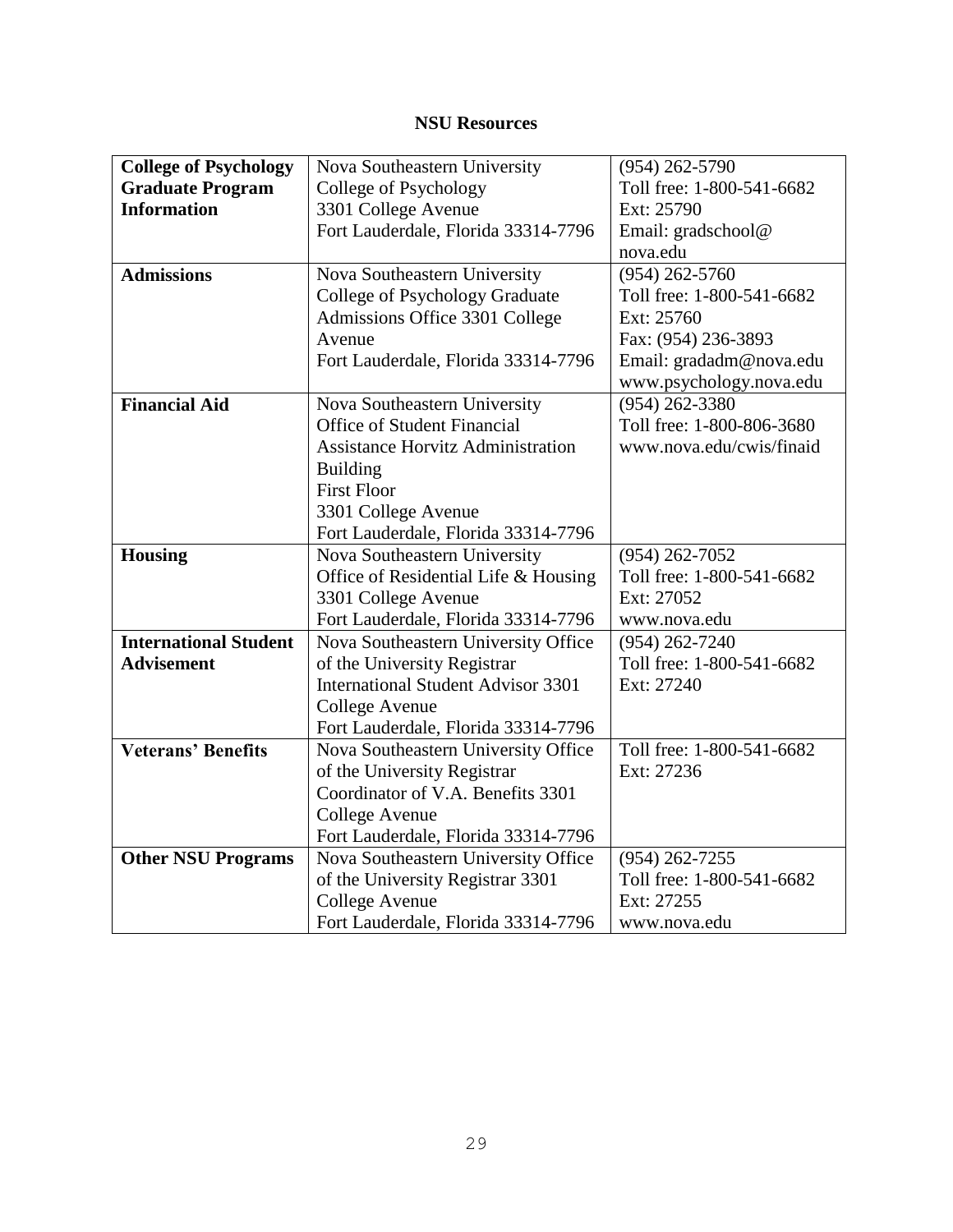**NSU Resources**

| | | |
|---|---|---|
| **College of Psychology Graduate Program Information** | Nova Southeastern University<br>College of Psychology<br>3301 College Avenue<br>Fort Lauderdale, Florida 33314-7796 | (954) 262-5790<br>Toll free: 1-800-541-6682<br>Ext: 25790<br>Email: gradschool@ nova.edu |
| **Admissions** | Nova Southeastern University<br>College of Psychology Graduate Admissions Office 3301 College Avenue<br>Fort Lauderdale, Florida 33314-7796 | (954) 262-5760<br>Toll free: 1-800-541-6682<br>Ext: 25760<br>Fax: (954) 236-3893<br>Email: gradadm@nova.edu<br>www.psychology.nova.edu |
| **Financial Aid** | Nova Southeastern University<br>Office of Student Financial Assistance Horvitz Administration Building<br>First Floor<br>3301 College Avenue<br>Fort Lauderdale, Florida 33314-7796 | (954) 262-3380<br>Toll free: 1-800-806-3680<br>www.nova.edu/cwis/finaid |
| **Housing** | Nova Southeastern University<br>Office of Residential Life & Housing<br>3301 College Avenue<br>Fort Lauderdale, Florida 33314-7796 | (954) 262-7052<br>Toll free: 1-800-541-6682<br>Ext: 27052<br>www.nova.edu |
| **International Student Advisement** | Nova Southeastern University Office of the University Registrar<br>International Student Advisor 3301 College Avenue<br>Fort Lauderdale, Florida 33314-7796 | (954) 262-7240<br>Toll free: 1-800-541-6682<br>Ext: 27240 |
| **Veterans' Benefits** | Nova Southeastern University Office of the University Registrar<br>Coordinator of V.A. Benefits 3301 College Avenue<br>Fort Lauderdale, Florida 33314-7796 | Toll free: 1-800-541-6682<br>Ext: 27236 |
| **Other NSU Programs** | Nova Southeastern University Office of the University Registrar 3301 College Avenue<br>Fort Lauderdale, Florida 33314-7796 | (954) 262-7255<br>Toll free: 1-800-541-6682<br>Ext: 27255<br>www.nova.edu |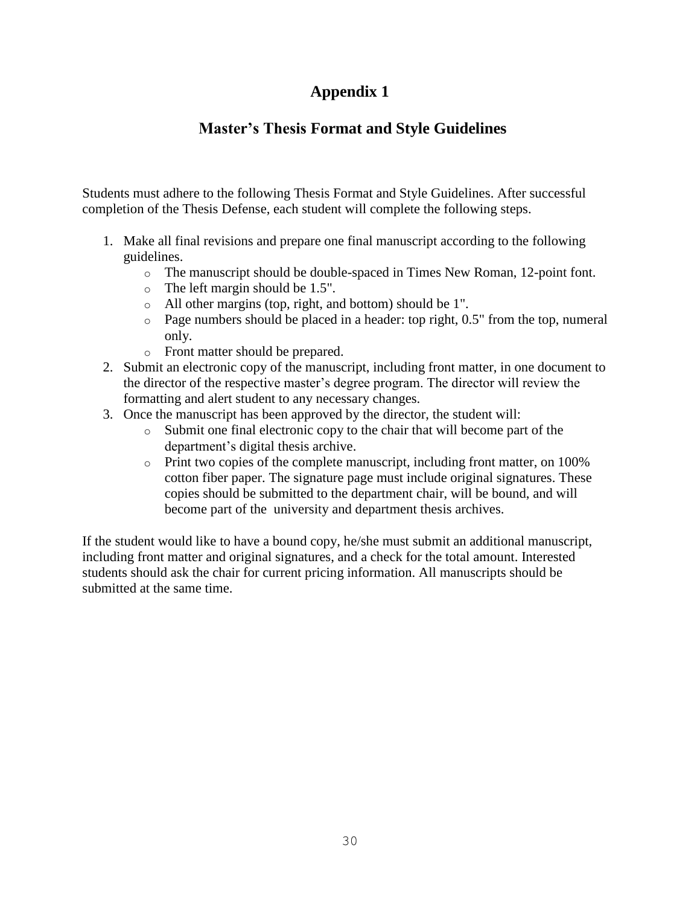# Appendix 1

## Master's Thesis Format and Style Guidelines

Students must adhere to the following Thesis Format and Style Guidelines. After successful completion of the Thesis Defense, each student will complete the following steps.

1. Make all final revisions and prepare one final manuscript according to the following guidelines.
   - The manuscript should be double-spaced in Times New Roman, 12-point font.
   - The left margin should be 1.5".
   - All other margins (top, right, and bottom) should be 1".
   - Page numbers should be placed in a header: top right, 0.5" from the top, numeral only.
   - Front matter should be prepared.
2. Submit an electronic copy of the manuscript, including front matter, in one document to the director of the respective master's degree program. The director will review the formatting and alert student to any necessary changes.
3. Once the manuscript has been approved by the director, the student will:
   - Submit one final electronic copy to the chair that will become part of the department's digital thesis archive.
   - Print two copies of the complete manuscript, including front matter, on 100% cotton fiber paper. The signature page must include original signatures. These copies should be submitted to the department chair, will be bound, and will become part of the university and department thesis archives.

If the student would like to have a bound copy, he/she must submit an additional manuscript, including front matter and original signatures, and a check for the total amount. Interested students should ask the chair for current pricing information. All manuscripts should be submitted at the same time.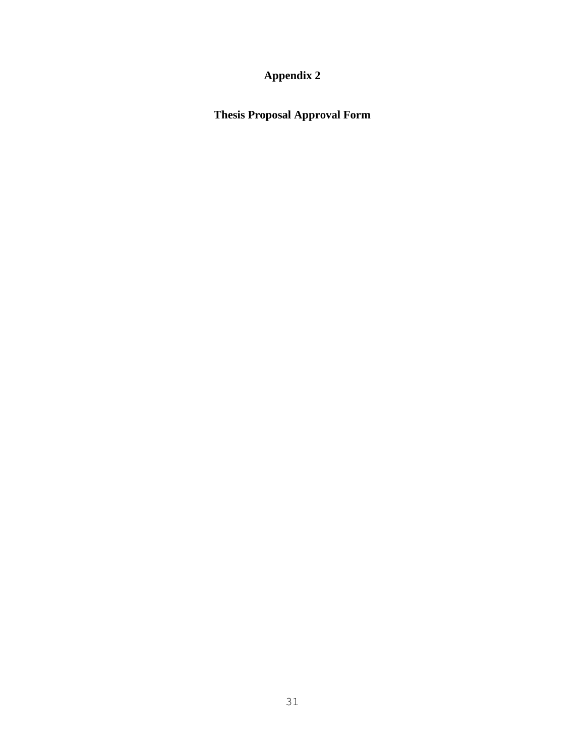# Appendix 2

## Thesis Proposal Approval Form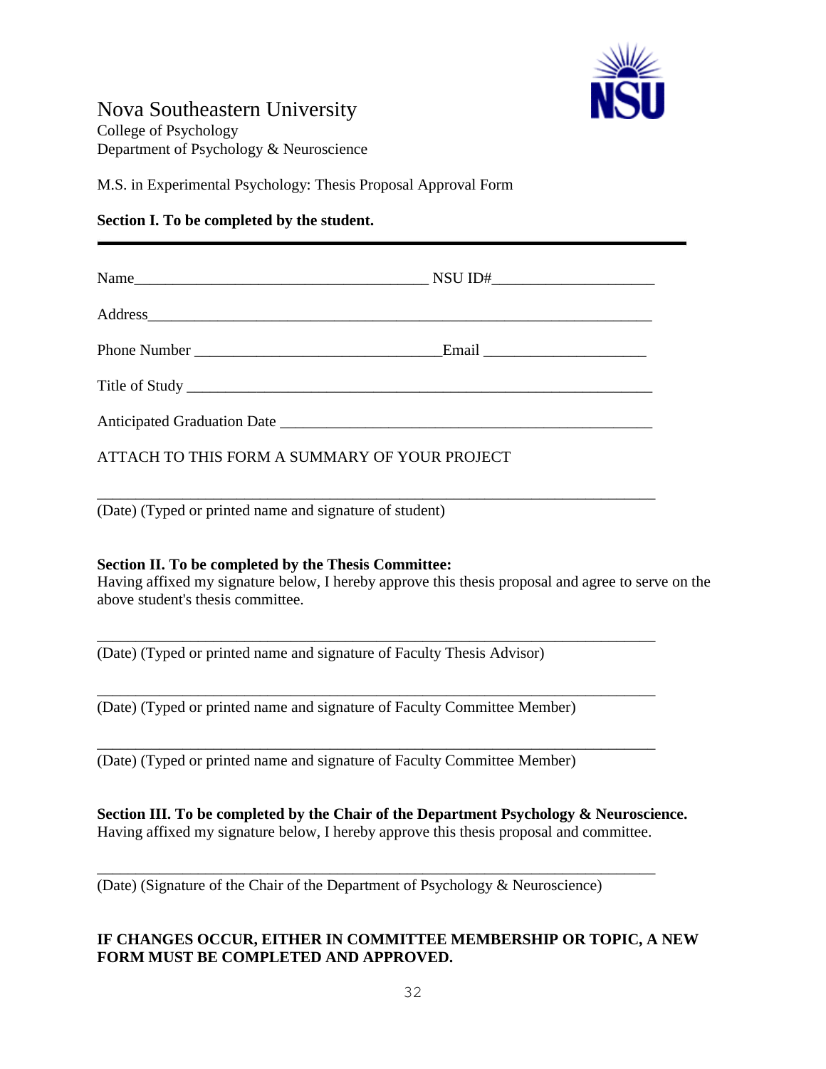# Nova Southeastern University

College of Psychology
Department of Psychology & Neuroscience

M.S. in Experimental Psychology: Thesis Proposal Approval Form

**Section I. To be completed by the student.**

---

Name_______________________________________ NSU ID#_____________________

Address_________________________________________________________________

Phone Number ________________________________Email _____________________

Title of Study ___________________________________________________________

Anticipated Graduation Date _______________________________________________

ATTACH TO THIS FORM A SUMMARY OF YOUR PROJECT

_________________________________________________________________________
(Date) (Typed or printed name and signature of student)

**Section II. To be completed by the Thesis Committee:**
Having affixed my signature below, I hereby approve this thesis proposal and agree to serve on the above student's thesis committee.

_________________________________________________________________________
(Date) (Typed or printed name and signature of Faculty Thesis Advisor)

_________________________________________________________________________
(Date) (Typed or printed name and signature of Faculty Committee Member)

_________________________________________________________________________
(Date) (Typed or printed name and signature of Faculty Committee Member)

**Section III. To be completed by the Chair of the Department Psychology & Neuroscience.**
Having affixed my signature below, I hereby approve this thesis proposal and committee.

_________________________________________________________________________
(Date) (Signature of the Chair of the Department of Psychology & Neuroscience)

**IF CHANGES OCCUR, EITHER IN COMMITTEE MEMBERSHIP OR TOPIC, A NEW FORM MUST BE COMPLETED AND APPROVED.**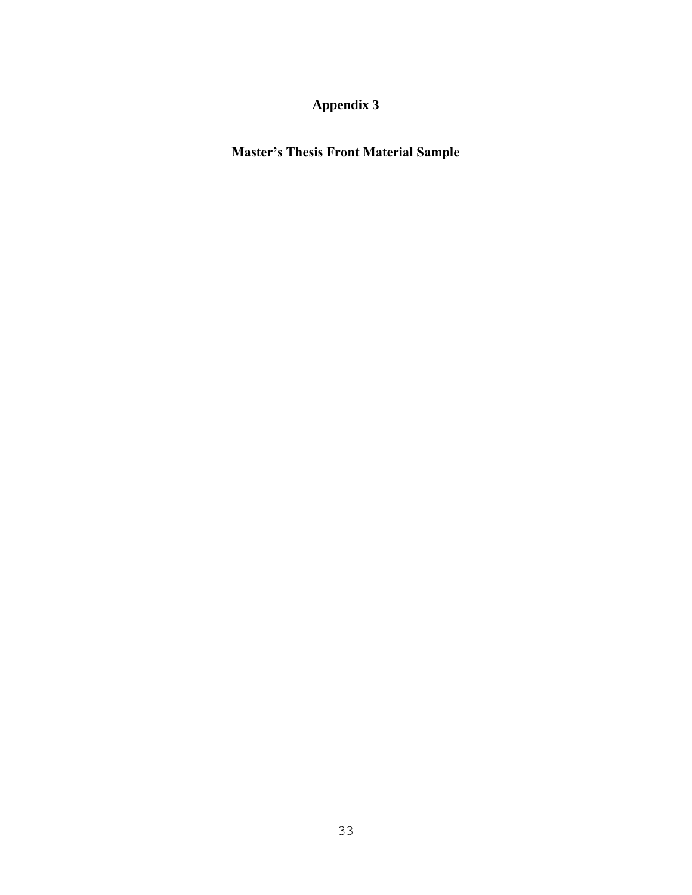# Appendix 3

## Master's Thesis Front Material Sample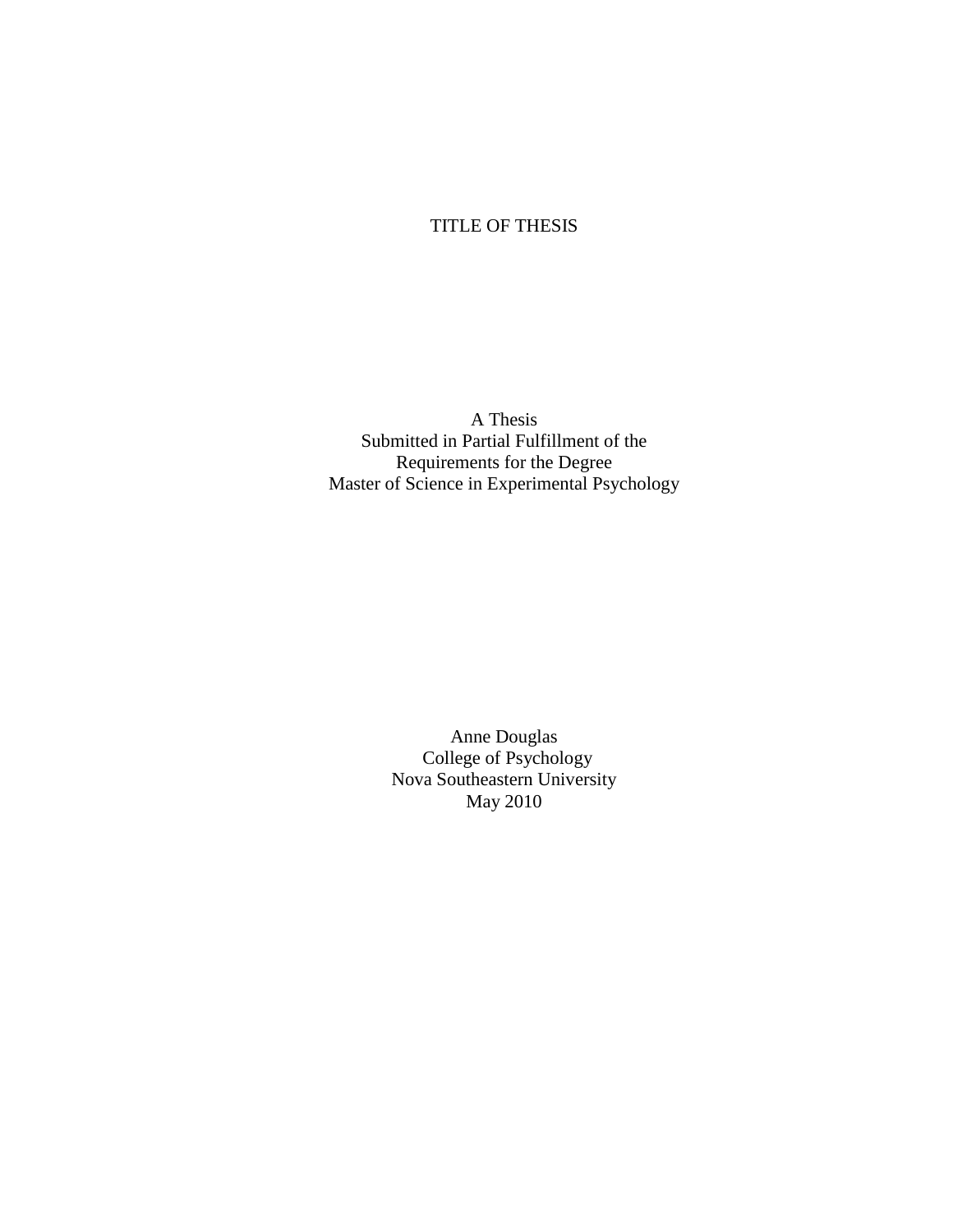TITLE OF THESIS

A Thesis
Submitted in Partial Fulfillment of the
Requirements for the Degree
Master of Science in Experimental Psychology

Anne Douglas
College of Psychology
Nova Southeastern University
May 2010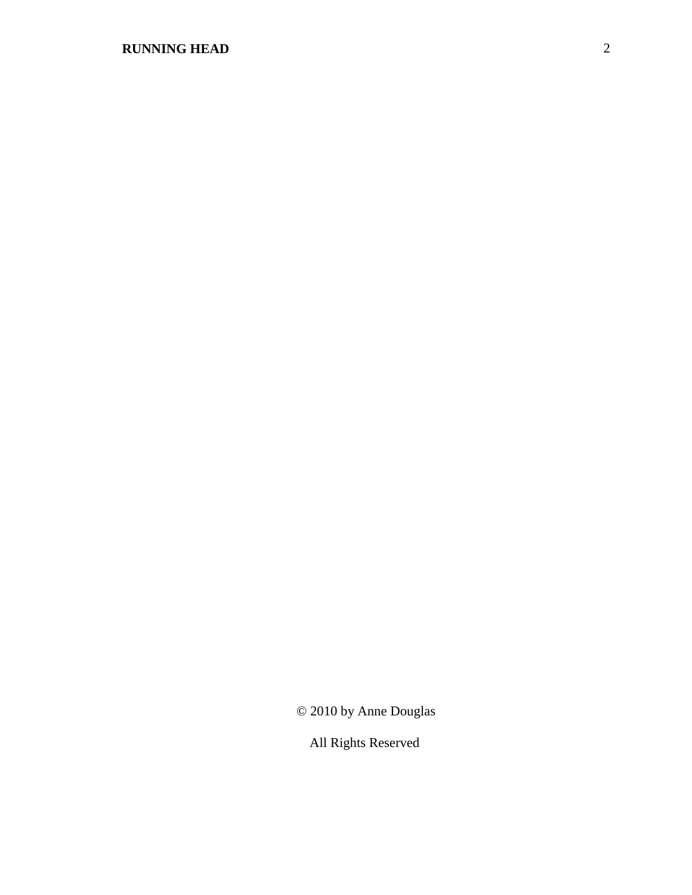© 2010 by Anne Douglas

All Rights Reserved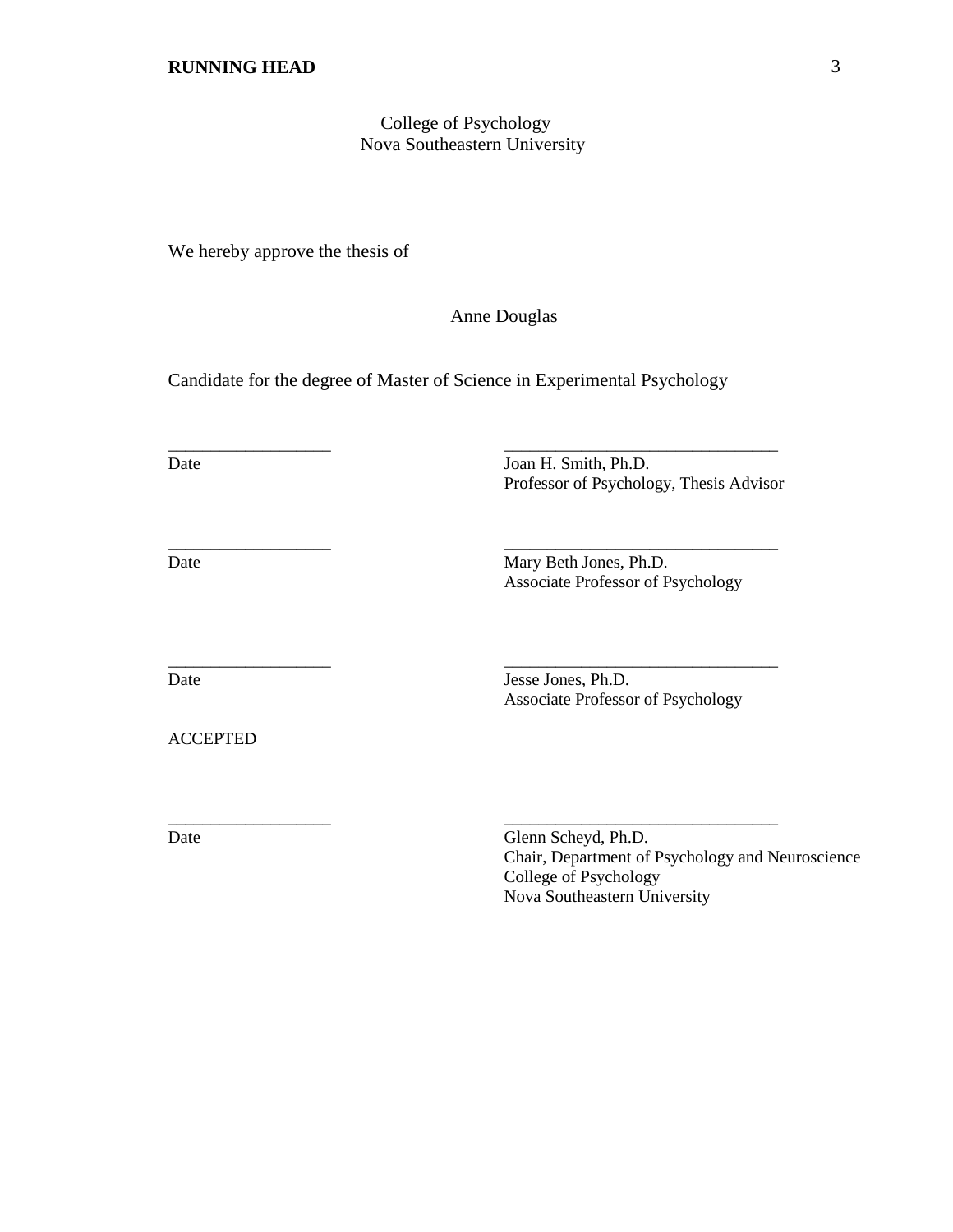College of Psychology
Nova Southeastern University

We hereby approve the thesis of

Anne Douglas

Candidate for the degree of Master of Science in Experimental Psychology

| | |
|---|---|
| ___________________ | _______________________________ |
| Date | Joan H. Smith, Ph.D.<br>Professor of Psychology, Thesis Advisor |
| ___________________ | _______________________________ |
| Date | Mary Beth Jones, Ph.D.<br>Associate Professor of Psychology |
| ___________________ | _______________________________ |
| Date | Jesse Jones, Ph.D.<br>Associate Professor of Psychology |

ACCEPTED

| | |
|---|---|
| ___________________ | _______________________________ |
| Date | Glenn Scheyd, Ph.D.<br>Chair, Department of Psychology and Neuroscience<br>College of Psychology<br>Nova Southeastern University |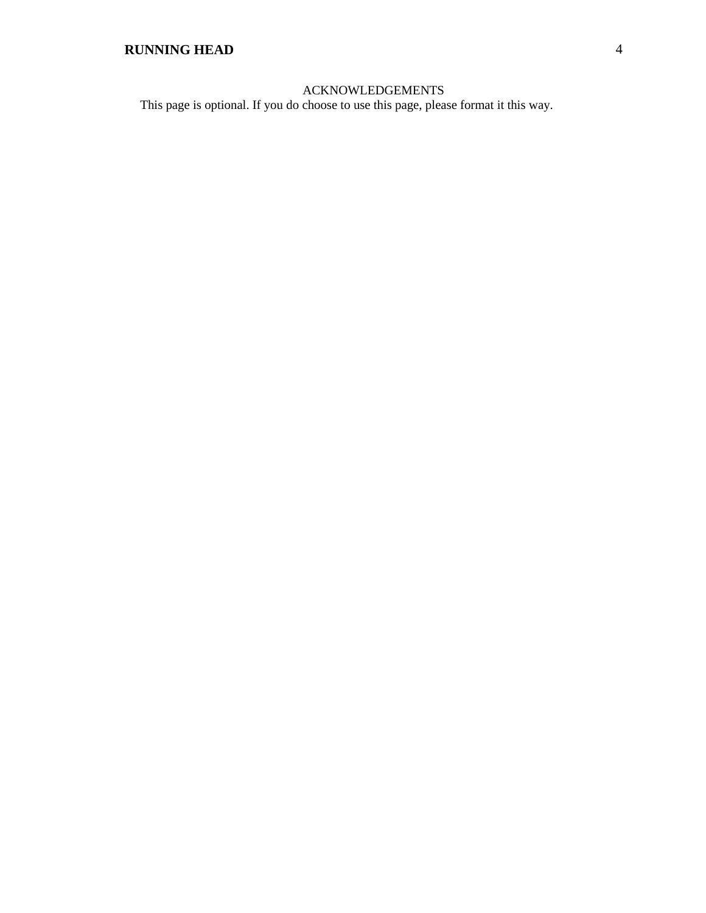# ACKNOWLEDGEMENTS

This page is optional. If you do choose to use this page, please format it this way.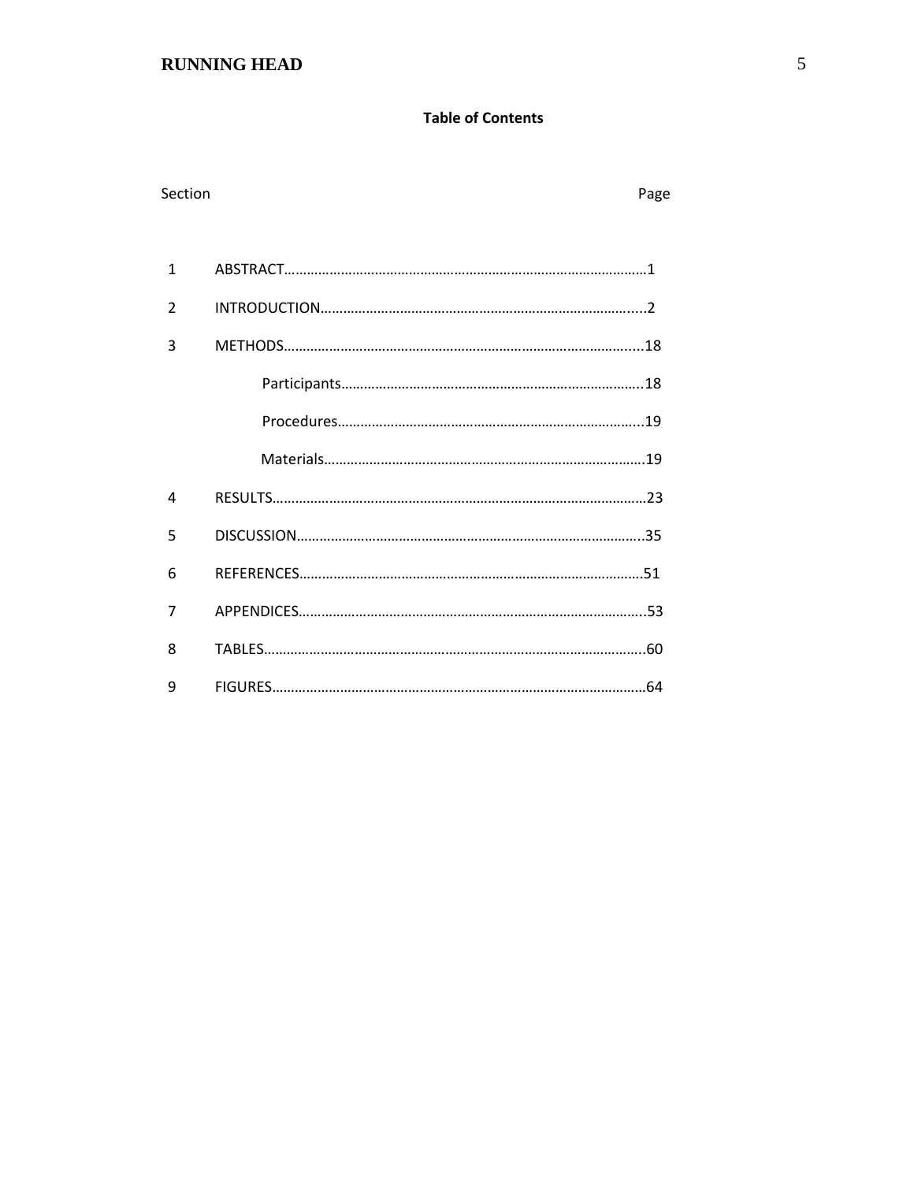**Table of Contents**

| Section | | Page |
|---|---|---|
| 1 | ABSTRACT | 1 |
| 2 | INTRODUCTION | 2 |
| 3 | METHODS | 18 |
| | Participants | 18 |
| | Procedures | 19 |
| | Materials | 19 |
| 4 | RESULTS | 23 |
| 5 | DISCUSSION | 35 |
| 6 | REFERENCES | 51 |
| 7 | APPENDICES | 53 |
| 8 | TABLES | 60 |
| 9 | FIGURES | 64 |